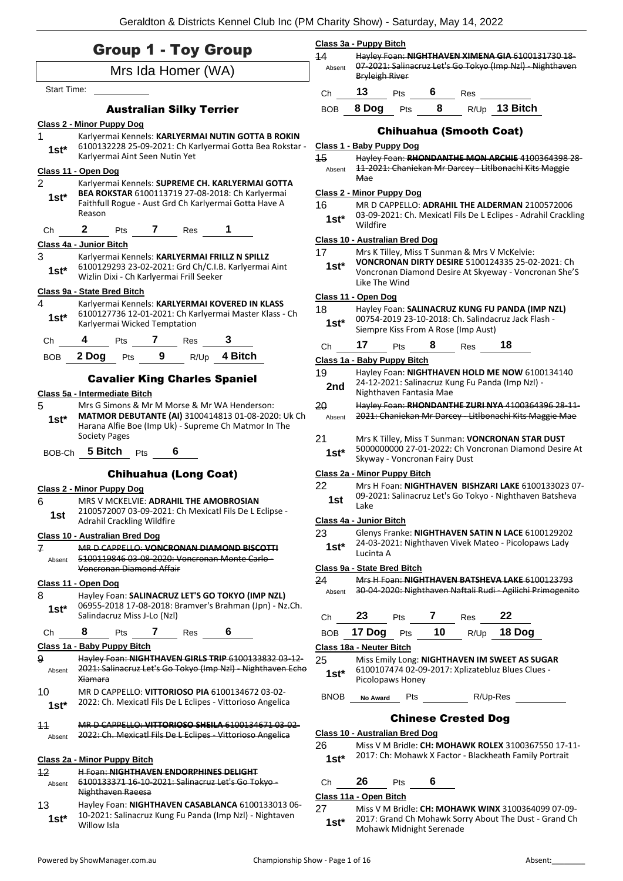# Group 1 - Toy Group

## Mrs Ida Homer (WA)

Start Time: ___________

### Australian Silky Terrier

**Class 2 - Minor Puppy Dog**

1 — 1st* — Karlyermai Kennels: **KARLYERMAI NUTIN GOTTA B ROKIN** 6100132228 25-09-2021: Ch Karlyermai Gotta Bea Rokstar - Karlyermai Aint Seen Nutin Yet

**Class 11 - Open Dog**

2 — 1st* — Karlyermai Kennels: **SUPREME CH. KARLYERMAI GOTTA BEA ROKSTAR** 6100113719 27-08-2018: Ch Karlyermai Faithfull Rogue - Aust Grd Ch Karlyermai Gotta Have A Reason

Ch 2 Pts 7 Res 1

**Class 4a - Junior Bitch**

3 — 1st* — Karlyermai Kennels: **KARLYERMAI FRILLZ N SPILLZ** 6100129293 23-02-2021: Grd Ch/C.I.B. Karlyermai Aint Wizlin Dixi - Ch Karlyermai Frill Seeker

**Class 9a - State Bred Bitch**

4 — 1st* — Karlyermai Kennels: **KARLYERMAI KOVERED IN KLASS** 6100127736 12-01-2021: Ch Karlyermai Master Klass - Ch Karlyermai Wicked Temptation

Ch 4 Pts 7 Res 3

BOB 2 Dog Pts 9 R/Up 4 Bitch

### Cavalier King Charles Spaniel

**Class 5a - Intermediate Bitch**

5 — 1st* — Mrs G Simons & Mr M Morse & Mr WA Henderson: **MATMOR DEBUTANTE (AI)** 3100414813 01-08-2020: Uk Ch Harana Alfie Boe (Imp Uk) - Supreme Ch Matmor In The Society Pages

BOB-Ch 5 Bitch Pts 6

### Chihuahua (Long Coat)

**Class 2 - Minor Puppy Dog**

6 — 1st — MRS V MCKELVIE: **ADRAHIL THE AMOBROSIAN** 2100572007 03-09-2021: Ch Mexicatl Fils De L Eclipse - Adrahil Crackling Wildfire

**Class 10 - Australian Bred Dog**

7 — Absent — ~~MR D CAPPELLO: **VONCRONAN DIAMOND BISCOTTI** 5100119846 03-08-2020: Voncronan Monte Carlo - Voncronan Diamond Affair~~

**Class 11 - Open Dog**

8 — 1st* — Hayley Foan: **SALINACRUZ LET'S GO TOKYO (IMP NZL)** 06955-2018 17-08-2018: Bramver's Brahman (Jpn) - Nz.Ch. Salindacruz Miss J-Lo (Nzl)

Ch 8 Pts 7 Res 6

**Class 1a - Baby Puppy Bitch**

9 — Absent — ~~Hayley Foan: **NIGHTHAVEN GIRLS TRIP** 6100133832 03-12-2021: Salinacruz Let's Go Tokyo (Imp Nzl) - Nighthaven Echo Xiamara~~

10 — 1st* — MR D CAPPELLO: **VITTORIOSO PIA** 6100134672 03-02-2022: Ch. Mexicatl Fils De L Eclipes - Vittorioso Angelica

11 — Absent — ~~MR D CAPPELLO: **VITTORIOSO SHEILA** 6100134671 03-02-2022: Ch. Mexicatl Fils De L Eclipes - Vittorioso Angelica~~

**Class 2a - Minor Puppy Bitch**

12 — Absent — ~~H Foan: **NIGHTHAVEN ENDORPHINES DELIGHT** 6100133371 16-10-2021: Salinacruz Let's Go Tokyo - Nighthaven Raeesa~~

13 — 1st* — Hayley Foan: **NIGHTHAVEN CASABLANCA** 6100133013 06-10-2021: Salinacruz Kung Fu Panda (Imp Nzl) - Nightaven Willow Isla

**Class 3a - Puppy Bitch**

14 — Absent — ~~Hayley Foan: **NIGHTHAVEN XIMENA GIA** 6100131730 18-07-2021: Salinacruz Let's Go Tokyo (Imp Nzl) - Nighthaven Bryleigh River~~

Ch 13 Pts 6 Res ___

BOB 8 Dog Pts 8 R/Up 13 Bitch

### Chihuahua (Smooth Coat)

**Class 1 - Baby Puppy Dog**

15 — Absent — ~~Hayley Foan: **RHONDANTHE MON ARCHIE** 4100364398 28-11-2021: Chaniekan Mr Darcey - Litlbonachi Kits Maggie Mae~~

**Class 2 - Minor Puppy Dog**

16 — 1st* — MR D CAPPELLO: **ADRAHIL THE ALDERMAN** 2100572006 03-09-2021: Ch. Mexicatl Fils De L Eclipes - Adrahil Crackling Wildfire

**Class 10 - Australian Bred Dog**

17 — 1st* — Mrs K Tilley, Miss T Sunman & Mrs V McKelvie: **VONCRONAN DIRTY DESIRE** 5100124335 25-02-2021: Ch Voncronan Diamond Desire At Skyeway - Voncronan She'S Like The Wind

**Class 11 - Open Dog**

18 — 1st* — Hayley Foan: **SALINACRUZ KUNG FU PANDA (IMP NZL)** 00754-2019 23-10-2018: Ch. Salindacruz Jack Flash - Siempre Kiss From A Rose (Imp Aust)

Ch 17 Pts 8 Res 18

**Class 1a - Baby Puppy Bitch**

19 — 2nd — Hayley Foan: **NIGHTHAVEN HOLD ME NOW** 6100134140 24-12-2021: Salinacruz Kung Fu Panda (Imp Nzl) - Nighthaven Fantasia Mae

20 — Absent — ~~Hayley Foan: **RHONDANTHE ZURI NYA** 4100364396 28-11-2021: Chaniekan Mr Darcey - Litlbonachi Kits Maggie Mae~~

21 — 1st* — Mrs K Tilley, Miss T Sunman: **VONCRONAN STAR DUST** 5000000000 27-01-2022: Ch Voncronan Diamond Desire At Skyway - Voncronan Fairy Dust

**Class 2a - Minor Puppy Bitch**

22 — 1st — Mrs H Foan: **NIGHTHAVEN BISHZARI LAKE** 6100133023 07-09-2021: Salinacruz Let's Go Tokyo - Nighthaven Batsheva Lake

**Class 4a - Junior Bitch**

23 — 1st* — Glenys Franke: **NIGHTHAVEN SATIN N LACE** 6100129202 24-03-2021: Nighthaven Vivek Mateo - Picolopaws Lady Lucinta A

**Class 9a - State Bred Bitch**

24 — Absent — ~~Mrs H Foan: **NIGHTHAVEN BATSHEVA LAKE** 6100123793 30-04-2020: Nighthaven Naftali Rudi - Agilichi Primogenito~~

Ch 23 Pts 7 Res 22

BOB 17 Dog Pts 10 R/Up 18 Dog

**Class 18a - Neuter Bitch**

25 — 1st* — Miss Emily Long: **NIGHTHAVEN IM SWEET AS SUGAR** 6100107474 02-09-2017: Xplizatebluz Blues Clues - Picolopaws Honey

BNOB No Award Pts ___ R/Up-Res ___

### Chinese Crested Dog

**Class 10 - Australian Bred Dog**

26 — 1st* — Miss V M Bridle: **CH: MOHAWK ROLEX** 3100367550 17-11-2017: Ch: Mohawk X Factor - Blackheath Family Portrait

Ch 26 Pts 6

**Class 11a - Open Bitch**

27 — 1st* — Miss V M Bridle: **CH: MOHAWK WINX** 3100364099 07-09-2017: Grand Ch Mohawk Sorry About The Dust - Grand Ch Mohawk Midnight Serenade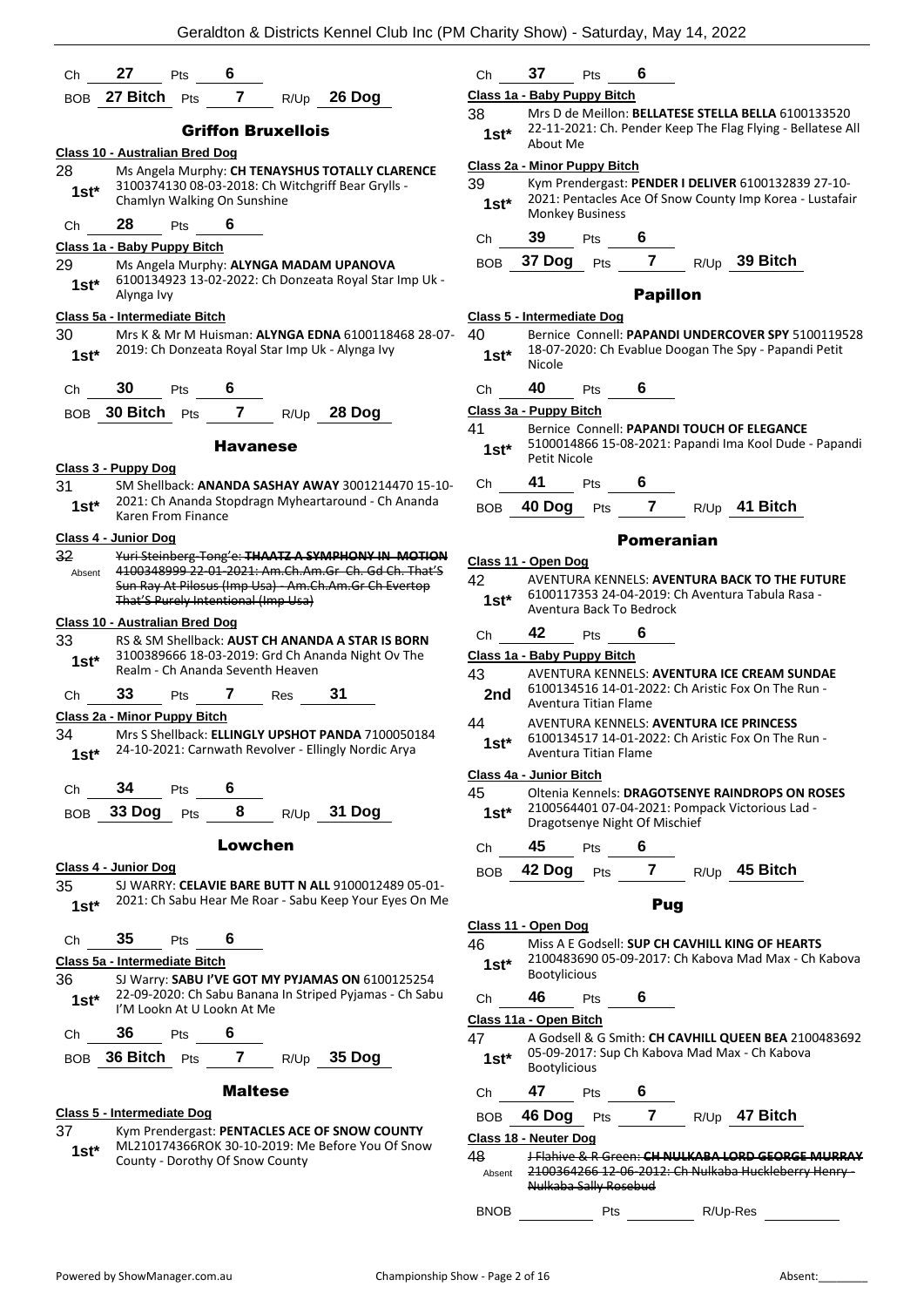Ch **27** Pts **6**

BOB **27 Bitch** Pts **7** R/Up **26 Dog**

### Griffon Bruxellois

**Class 10 - Australian Bred Dog**

28 — **1st*** — Ms Angela Murphy: **CH TENAYSHUS TOTALLY CLARENCE** 3100374130 08-03-2018: Ch Witchgriff Bear Grylls - Chamlyn Walking On Sunshine

Ch **28** Pts **6**

**Class 1a - Baby Puppy Bitch**

29 — **1st*** — Ms Angela Murphy: **ALYNGA MADAM UPANOVA** 6100134923 13-02-2022: Ch Donzeata Royal Star Imp Uk - Alynga Ivy

**Class 5a - Intermediate Bitch**

30 — **1st*** — Mrs K & Mr M Huisman: **ALYNGA EDNA** 6100118468 28-07-2019: Ch Donzeata Royal Star Imp Uk - Alynga Ivy

Ch **30** Pts **6**

BOB **30 Bitch** Pts **7** R/Up **28 Dog**

### Havanese

**Class 3 - Puppy Dog**

31 — **1st*** — SM Shellback: **ANANDA SASHAY AWAY** 3001214470 15-10-2021: Ch Ananda Stopdragn Myheartaround - Ch Ananda Karen From Finance

**Class 4 - Junior Dog**

32 — Absent — ~~Yuri Steinberg-Tong'e: **THAATZ A SYMPHONY IN MOTION** 4100348999 22-01-2021: Am.Ch.Am.Gr Ch. Gd Ch. That'S Sun Ray At Pilosus (Imp Usa) - Am.Ch.Am.Gr Ch Evertop That'S Purely Intentional (Imp Usa)~~

**Class 10 - Australian Bred Dog**

33 — **1st*** — RS & SM Shellback: **AUST CH ANANDA A STAR IS BORN** 3100389666 18-03-2019: Grd Ch Ananda Night Ov The Realm - Ch Ananda Seventh Heaven

Ch **33** Pts **7** Res **31**

**Class 2a - Minor Puppy Bitch**

34 — **1st*** — Mrs S Shellback: **ELLINGLY UPSHOT PANDA** 7100050184 24-10-2021: Carnwath Revolver - Ellingly Nordic Arya

Ch **34** Pts **6**

BOB **33 Dog** Pts **8** R/Up **31 Dog**

### Lowchen

**Class 4 - Junior Dog**

35 — **1st*** — SJ WARRY: **CELAVIE BARE BUTT N ALL** 9100012489 05-01-2021: Ch Sabu Hear Me Roar - Sabu Keep Your Eyes On Me

Ch **35** Pts **6**

**Class 5a - Intermediate Bitch**

36 — **1st*** — SJ Warry: **SABU I'VE GOT MY PYJAMAS ON** 6100125254 22-09-2020: Ch Sabu Banana In Striped Pyjamas - Ch Sabu I'M Lookn At U Lookn At Me

Ch **36** Pts **6**

BOB **36 Bitch** Pts **7** R/Up **35 Dog**

### Maltese

**Class 5 - Intermediate Dog**

37 — **1st*** — Kym Prendergast: **PENTACLES ACE OF SNOW COUNTY** ML210174366ROK 30-10-2019: Me Before You Of Snow County - Dorothy Of Snow County

Ch **37** Pts **6**

**Class 1a - Baby Puppy Bitch**

38 — **1st*** — Mrs D de Meillon: **BELLATESE STELLA BELLA** 6100133520 22-11-2021: Ch. Pender Keep The Flag Flying - Bellatese All About Me

**Class 2a - Minor Puppy Bitch**

39 — **1st*** — Kym Prendergast: **PENDER I DELIVER** 6100132839 27-10-2021: Pentacles Ace Of Snow County Imp Korea - Lustafair Monkey Business

Ch **39** Pts **6**

BOB **37 Dog** Pts **7** R/Up **39 Bitch**

### Papillon

**Class 5 - Intermediate Dog**

40 — **1st*** — Bernice Connell: **PAPANDI UNDERCOVER SPY** 5100119528 18-07-2020: Ch Evablue Doogan The Spy - Papandi Petit Nicole

Ch **40** Pts **6**

**Class 3a - Puppy Bitch**

41 — **1st*** — Bernice Connell: **PAPANDI TOUCH OF ELEGANCE** 5100014866 15-08-2021: Papandi Ima Kool Dude - Papandi Petit Nicole

Ch **41** Pts **6**

BOB **40 Dog** Pts **7** R/Up **41 Bitch**

### Pomeranian

**Class 11 - Open Dog**

42 — **1st*** — AVENTURA KENNELS: **AVENTURA BACK TO THE FUTURE** 6100117353 24-04-2019: Ch Aventura Tabula Rasa - Aventura Back To Bedrock

Ch **42** Pts **6**

**Class 1a - Baby Puppy Bitch**

43 — **2nd** — AVENTURA KENNELS: **AVENTURA ICE CREAM SUNDAE** 6100134516 14-01-2022: Ch Aristic Fox On The Run - Aventura Titian Flame

44 — **1st*** — AVENTURA KENNELS: **AVENTURA ICE PRINCESS** 6100134517 14-01-2022: Ch Aristic Fox On The Run - Aventura Titian Flame

**Class 4a - Junior Bitch**

45 — **1st*** — Oltenia Kennels: **DRAGOTSENYE RAINDROPS ON ROSES** 2100564401 07-04-2021: Pompack Victorious Lad - Dragotsenye Night Of Mischief

Ch **45** Pts **6**

BOB **42 Dog** Pts **7** R/Up **45 Bitch**

### Pug

**Class 11 - Open Dog**

46 — **1st*** — Miss A E Godsell: **SUP CH CAVHILL KING OF HEARTS** 2100483690 05-09-2017: Ch Kabova Mad Max - Ch Kabova Bootylicious

Ch **46** Pts **6**

**Class 11a - Open Bitch**

47 — **1st*** — A Godsell & G Smith: **CH CAVHILL QUEEN BEA** 2100483692 05-09-2017: Sup Ch Kabova Mad Max - Ch Kabova Bootylicious

Ch **47** Pts **6**

BOB **46 Dog** Pts **7** R/Up **47 Bitch**

**Class 18 - Neuter Dog**

48 — Absent — ~~J Flahive & R Green: **CH NULKABA LORD GEORGE MURRAY** 2100364266 12-06-2012: Ch Nulkaba Huckleberry Henry - Nulkaba Sally Rosebud~~

BNOB \_\_\_\_\_ Pts \_\_\_\_\_ R/Up-Res \_\_\_\_\_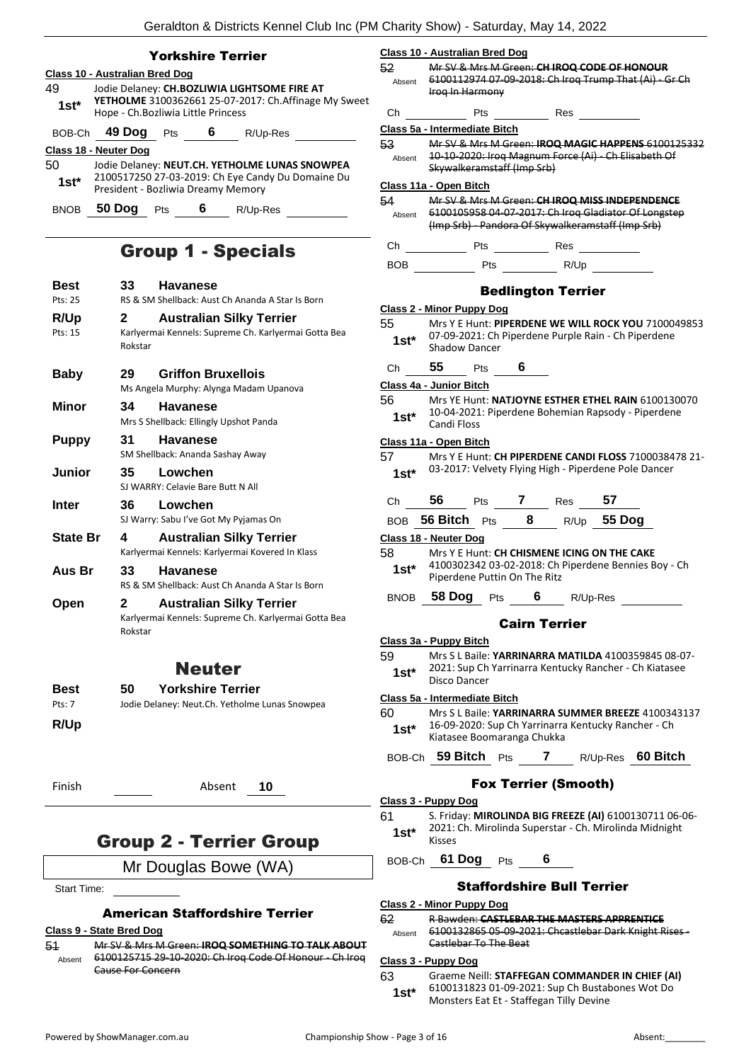### Yorkshire Terrier

**Class 10 - Australian Bred Dog**

49 1st* Jodie Delaney: **CH.BOZLIWIA LIGHTSOME FIRE AT YETHOLME** 3100362661 25-07-2017: Ch.Affinage My Sweet Hope - Ch.Bozliwia Little Princess

BOB-Ch **49 Dog** Pts **6** R/Up-Res

**Class 18 - Neuter Dog**

50 1st* Jodie Delaney: **NEUT.CH. YETHOLME LUNAS SNOWPEA** 2100517250 27-03-2019: Ch Eye Candy Du Domaine Du President - Bozliwia Dreamy Memory

BNOB **50 Dog** Pts **6** R/Up-Res

## Group 1 - Specials

| | | |
|---|---|---|
| **Best** Pts: 25 | **33** | **Havanese** RS & SM Shellback: Aust Ch Ananda A Star Is Born |
| **R/Up** Pts: 15 | **2** | **Australian Silky Terrier** Karlyermai Kennels: Supreme Ch. Karlyermai Gotta Bea Rokstar |
| **Baby** | **29** | **Griffon Bruxellois** Ms Angela Murphy: Alynga Madam Upanova |
| **Minor** | **34** | **Havanese** Mrs S Shellback: Ellingly Upshot Panda |
| **Puppy** | **31** | **Havanese** SM Shellback: Ananda Sashay Away |
| **Junior** | **35** | **Lowchen** SJ WARRY: Celavie Bare Butt N All |
| **Inter** | **36** | **Lowchen** SJ Warry: Sabu I've Got My Pyjamas On |
| **State Br** | **4** | **Australian Silky Terrier** Karlyermai Kennels: Karlyermai Kovered In Klass |
| **Aus Br** | **33** | **Havanese** RS & SM Shellback: Aust Ch Ananda A Star Is Born |
| **Open** | **2** | **Australian Silky Terrier** Karlyermai Kennels: Supreme Ch. Karlyermai Gotta Bea Rokstar |

## Neuter

| | | |
|---|---|---|
| **Best** Pts: 7 | **50** | **Yorkshire Terrier** Jodie Delaney: Neut.Ch. Yetholme Lunas Snowpea |
| **R/Up** | | |

Finish Absent **10**

## Group 2 - Terrier Group

Mr Douglas Bowe (WA)

Start Time:

### American Staffordshire Terrier

**Class 9 - State Bred Dog**

51 Absent ~~Mr SV & Mrs M Green: **IROQ SOMETHING TO TALK ABOUT** 6100125715 29-10-2020: Ch Iroq Code Of Honour - Ch Iroq Cause For Concern~~

**Class 10 - Australian Bred Dog**

52 Absent ~~Mr SV & Mrs M Green: **CH IROQ CODE OF HONOUR** 6100112974 07-09-2018: Ch Iroq Trump That (Ai) - Gr Ch Iroq In Harmony~~

Ch Pts Res

**Class 5a - Intermediate Bitch**

53 Absent ~~Mr SV & Mrs M Green: **IROQ MAGIC HAPPENS** 6100125332 10-10-2020: Iroq Magnum Force (Ai) - Ch Elisabeth Of Skywalkeramstaff (Imp Srb)~~

**Class 11a - Open Bitch**

54 Absent ~~Mr SV & Mrs M Green: **CH IROQ MISS INDEPENDENCE** 6100105958 04-07-2017: Ch Iroq Gladiator Of Longstep (Imp Srb) - Pandora Of Skywalkeramstaff (Imp Srb)~~

Ch Pts Res

BOB Pts R/Up

### Bedlington Terrier

**Class 2 - Minor Puppy Dog**

55 1st* Mrs Y E Hunt: **PIPERDENE WE WILL ROCK YOU** 7100049853 07-09-2021: Ch Piperdene Purple Rain - Ch Piperdene Shadow Dancer

Ch **55** Pts **6**

**Class 4a - Junior Bitch**

56 1st* Mrs YE Hunt: **NATJOYNE ESTHER ETHEL RAIN** 6100130070 10-04-2021: Piperdene Bohemian Rapsody - Piperdene Candi Floss

**Class 11a - Open Bitch**

57 1st* Mrs Y E Hunt: **CH PIPERDENE CANDI FLOSS** 7100038478 21-03-2017: Velvety Flying High - Piperdene Pole Dancer

Ch **56** Pts **7** Res **57**

BOB **56 Bitch** Pts **8** R/Up **55 Dog**

**Class 18 - Neuter Dog**

58 1st* Mrs Y E Hunt: **CH CHISMENE ICING ON THE CAKE** 4100302342 03-02-2018: Ch Piperdene Bennies Boy - Ch Piperdene Puttin On The Ritz

BNOB **58 Dog** Pts **6** R/Up-Res

### Cairn Terrier

**Class 3a - Puppy Bitch**

59 1st* Mrs S L Baile: **YARRINARRA MATILDA** 4100359845 08-07-2021: Sup Ch Yarrinarra Kentucky Rancher - Ch Kiatasee Disco Dancer

**Class 5a - Intermediate Bitch**

60 1st* Mrs S L Baile: **YARRINARRA SUMMER BREEZE** 4100343137 16-09-2020: Sup Ch Yarrinarra Kentucky Rancher - Ch Kiatasee Boomaranga Chukka

BOB-Ch **59 Bitch** Pts **7** R/Up-Res **60 Bitch**

### Fox Terrier (Smooth)

**Class 3 - Puppy Dog**

61 1st* S. Friday: **MIROLINDA BIG FREEZE (AI)** 6100130711 06-06-2021: Ch. Mirolinda Superstar - Ch. Mirolinda Midnight Kisses

BOB-Ch **61 Dog** Pts **6**

### Staffordshire Bull Terrier

**Class 2 - Minor Puppy Dog**

62 Absent ~~R Bawden: **CASTLEBAR THE MASTERS APPRENTICE** 6100132865 05-09-2021: Chcastlebar Dark Knight Rises - Castlebar To The Beat~~

**Class 3 - Puppy Dog**

63 1st* Graeme Neill: **STAFFEGAN COMMANDER IN CHIEF (AI)** 6100131823 01-09-2021: Sup Ch Bustabones Wot Do Monsters Eat Et - Staffegan Tilly Devine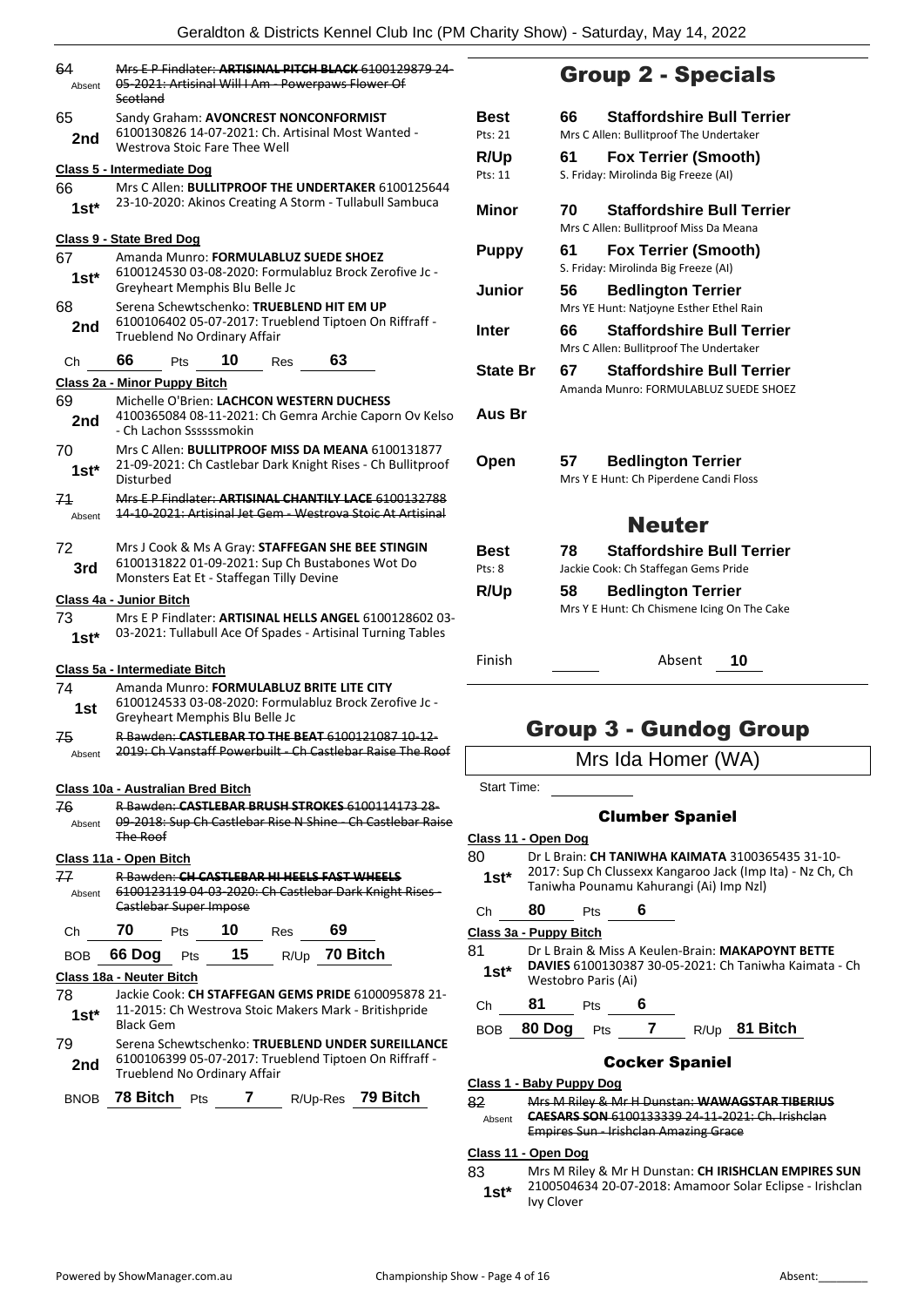64 Absent ~~Mrs E P Findlater: **ARTISINAL PITCH BLACK** 6100129879 24-05-2021: Artisinal Will I Am - Powerpaws Flower Of Scotland~~

65 **2nd** Sandy Graham: **AVONCREST NONCONFORMIST** 6100130826 14-07-2021: Ch. Artisinal Most Wanted - Westrova Stoic Fare Thee Well

**Class 5 - Intermediate Dog**

66 **1st*** Mrs C Allen: **BULLITPROOF THE UNDERTAKER** 6100125644 23-10-2020: Akinos Creating A Storm - Tullabull Sambuca

**Class 9 - State Bred Dog**

67 **1st*** Amanda Munro: **FORMULABLUZ SUEDE SHOEZ** 6100124530 03-08-2020: Formulabluz Brock Zerofive Jc - Greyheart Memphis Blu Belle Jc

68 **2nd** Serena Schewtschenko: **TRUEBLEND HIT EM UP** 6100106402 05-07-2017: Trueblend Tiptoen On Riffraff - Trueblend No Ordinary Affair

Ch **66** Pts **10** Res **63**

**Class 2a - Minor Puppy Bitch**

69 **2nd** Michelle O'Brien: **LACHCON WESTERN DUCHESS** 4100365084 08-11-2021: Ch Gemra Archie Caporn Ov Kelso - Ch Lachon Ssssssmokin

70 **1st*** Mrs C Allen: **BULLITPROOF MISS DA MEANA** 6100131877 21-09-2021: Ch Castlebar Dark Knight Rises - Ch Bullitproof Disturbed

71 Absent ~~Mrs E P Findlater: **ARTISINAL CHANTILY LACE** 6100132788 14-10-2021: Artisinal Jet Gem - Westrova Stoic At Artisinal~~

72 **3rd** Mrs J Cook & Ms A Gray: **STAFFEGAN SHE BEE STINGIN** 6100131822 01-09-2021: Sup Ch Bustabones Wot Do Monsters Eat Et - Staffegan Tilly Devine

**Class 4a - Junior Bitch**

73 **1st*** Mrs E P Findlater: **ARTISINAL HELLS ANGEL** 6100128602 03-03-2021: Tullabull Ace Of Spades - Artisinal Turning Tables

**Class 5a - Intermediate Bitch**

74 **1st** Amanda Munro: **FORMULABLUZ BRITE LITE CITY** 6100124533 03-08-2020: Formulabluz Brock Zerofive Jc - Greyheart Memphis Blu Belle Jc

75 Absent ~~R Bawden: **CASTLEBAR TO THE BEAT** 6100121087 10-12-2019: Ch Vanstaff Powerbuilt - Ch Castlebar Raise The Roof~~

**Class 10a - Australian Bred Bitch**

76 Absent ~~R Bawden: **CASTLEBAR BRUSH STROKES** 6100114173 28-09-2018: Sup Ch Castlebar Rise N Shine - Ch Castlebar Raise The Roof~~

**Class 11a - Open Bitch**

77 Absent ~~R Bawden: **CH CASTLEBAR HI HEELS FAST WHEELS** 6100123119 04-03-2020: Ch Castlebar Dark Knight Rises - Castlebar Super Impose~~

Ch **70** Pts **10** Res **69**

BOB **66 Dog** Pts **15** R/Up **70 Bitch**

**Class 18a - Neuter Bitch**

78 **1st*** Jackie Cook: **CH STAFFEGAN GEMS PRIDE** 6100095878 21-11-2015: Ch Westrova Stoic Makers Mark - Britishpride Black Gem

79 **2nd** Serena Schewtschenko: **TRUEBLEND UNDER SUREILLANCE** 6100106399 05-07-2017: Trueblend Tiptoen On Riffraff - Trueblend No Ordinary Affair

BNOB **78 Bitch** Pts **7** R/Up-Res **79 Bitch**

## Group 2 - Specials

| | | |
|---|---|---|
| **Best** Pts: 21 | **66** | **Staffordshire Bull Terrier** Mrs C Allen: Bullitproof The Undertaker |
| **R/Up** Pts: 11 | **61** | **Fox Terrier (Smooth)** S. Friday: Mirolinda Big Freeze (AI) |
| **Minor** | **70** | **Staffordshire Bull Terrier** Mrs C Allen: Bullitproof Miss Da Meana |
| **Puppy** | **61** | **Fox Terrier (Smooth)** S. Friday: Mirolinda Big Freeze (AI) |
| **Junior** | **56** | **Bedlington Terrier** Mrs YE Hunt: Natjoyne Esther Ethel Rain |
| **Inter** | **66** | **Staffordshire Bull Terrier** Mrs C Allen: Bullitproof The Undertaker |
| **State Br** | **67** | **Staffordshire Bull Terrier** Amanda Munro: FORMULABLUZ SUEDE SHOEZ |
| **Aus Br** | | |
| **Open** | **57** | **Bedlington Terrier** Mrs Y E Hunt: Ch Piperdene Candi Floss |

## Neuter

| | | |
|---|---|---|
| **Best** Pts: 8 | **78** | **Staffordshire Bull Terrier** Jackie Cook: Ch Staffegan Gems Pride |
| **R/Up** | **58** | **Bedlington Terrier** Mrs Y E Hunt: Ch Chismene Icing On The Cake |

Finish ______ Absent **10**

## Group 3 - Gundog Group

Mrs Ida Homer (WA)

Start Time: ______

### Clumber Spaniel

**Class 11 - Open Dog**

80 **1st*** Dr L Brain: **CH TANIWHA KAIMATA** 3100365435 31-10-2017: Sup Ch Clussexx Kangaroo Jack (Imp Ita) - Nz Ch, Ch Taniwha Pounamu Kahurangi (Ai) Imp Nzl)

Ch **80** Pts **6**

**Class 3a - Puppy Bitch**

81 **1st*** Dr L Brain & Miss A Keulen-Brain: **MAKAPOYNT BETTE DAVIES** 6100130387 30-05-2021: Ch Taniwha Kaimata - Ch Westobro Paris (Ai)

Ch **81** Pts **6**

BOB **80 Dog** Pts **7** R/Up **81 Bitch**

### Cocker Spaniel

**Class 1 - Baby Puppy Dog**

82 Absent ~~Mrs M Riley & Mr H Dunstan: **WAWAGSTAR TIBERIUS CAESARS SON** 6100133339 24-11-2021: Ch. Irishclan Empires Sun - Irishclan Amazing Grace~~

**Class 11 - Open Dog**

83 **1st*** Mrs M Riley & Mr H Dunstan: **CH IRISHCLAN EMPIRES SUN** 2100504634 20-07-2018: Amamoor Solar Eclipse - Irishclan Ivy Clover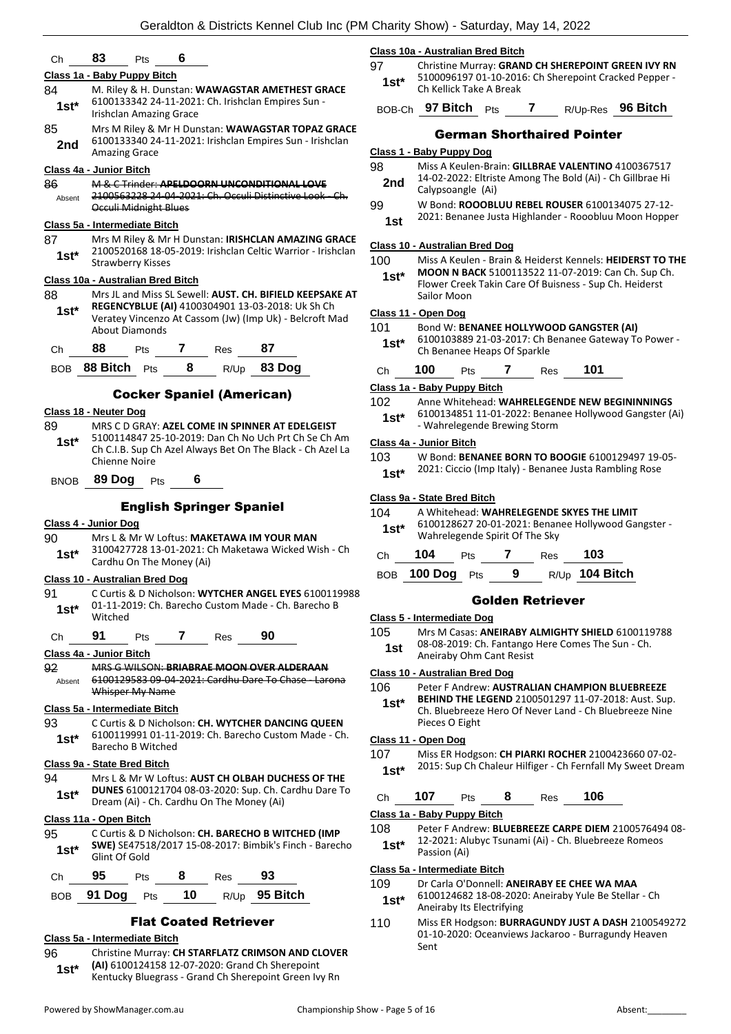| Ch | 83 | Pts | 6 |
|---|---|---|---|

**Class 1a - Baby Puppy Bitch**

84 **1st*** M. Riley & H. Dunstan: **WAWAGSTAR AMETHEST GRACE** 6100133342 24-11-2021: Ch. Irishclan Empires Sun - Irishclan Amazing Grace

85 **2nd** Mrs M Riley & Mr H Dunstan: **WAWAGSTAR TOPAZ GRACE** 6100133340 24-11-2021: Irishclan Empires Sun - Irishclan Amazing Grace

**Class 4a - Junior Bitch**

86 Absent ~~M & C Trinder: **APELDOORN UNCONDITIONAL LOVE** 2100563228 24-04-2021: Ch. Occuli Distinctive Look - Ch. Occuli Midnight Blues~~

**Class 5a - Intermediate Bitch**

87 **1st*** Mrs M Riley & Mr H Dunstan: **IRISHCLAN AMAZING GRACE** 2100520168 18-05-2019: Irishclan Celtic Warrior - Irishclan Strawberry Kisses

**Class 10a - Australian Bred Bitch**

88 **1st*** Mrs JL and Miss SL Sewell: **AUST. CH. BIFIELD KEEPSAKE AT REGENCYBLUE (AI)** 4100304901 13-03-2018: Uk Sh Ch Veratey Vincenzo At Cassom (Jw) (Imp Uk) - Belcroft Mad About Diamonds

| Ch | 88 | Pts | 7 | Res | 87 |
|---|---|---|---|---|---|
| BOB | 88 Bitch | Pts | 8 | R/Up | 83 Dog |

## Cocker Spaniel (American)

**Class 18 - Neuter Dog**

89 **1st*** MRS C D GRAY: **AZEL COME IN SPINNER AT EDELGEIST** 5100114847 25-10-2019: Dan Ch No Uch Prt Ch Se Ch Am Ch C.I.B. Sup Ch Azel Always Bet On The Black - Ch Azel La Chienne Noire

| BNOB | 89 Dog | Pts | 6 |
|---|---|---|---|

## English Springer Spaniel

**Class 4 - Junior Dog**

90 **1st*** Mrs L & Mr W Loftus: **MAKETAWA IM YOUR MAN** 3100427728 13-01-2021: Ch Maketawa Wicked Wish - Ch Cardhu On The Money (Ai)

**Class 10 - Australian Bred Dog**

91 **1st*** C Curtis & D Nicholson: **WYTCHER ANGEL EYES** 6100119988 01-11-2019: Ch. Barecho Custom Made - Ch. Barecho B Witched

| Ch | 91 | Pts | 7 | Res | 90 |
|---|---|---|---|---|---|

**Class 4a - Junior Bitch**

92 Absent ~~MRS G WILSON: **BRIABRAE MOON OVER ALDERAAN** 6100129583 09-04-2021: Cardhu Dare To Chase - Larona Whisper My Name~~

**Class 5a - Intermediate Bitch**

93 **1st*** C Curtis & D Nicholson: **CH. WYTCHER DANCING QUEEN** 6100119991 01-11-2019: Ch. Barecho Custom Made - Ch. Barecho B Witched

**Class 9a - State Bred Bitch**

94 **1st*** Mrs L & Mr W Loftus: **AUST CH OLBAH DUCHESS OF THE DUNES** 6100121704 08-03-2020: Sup. Ch. Cardhu Dare To Dream (Ai) - Ch. Cardhu On The Money (Ai)

**Class 11a - Open Bitch**

95 **1st*** C Curtis & D Nicholson: **CH. BARECHO B WITCHED (IMP SWE)** SE47518/2017 15-08-2017: Bimbik's Finch - Barecho Glint Of Gold

| Ch | 95 | Pts | 8 | Res | 93 |
|---|---|---|---|---|---|
| BOB | 91 Dog | Pts | 10 | R/Up | 95 Bitch |

## Flat Coated Retriever

**Class 5a - Intermediate Bitch**

96 **1st*** Christine Murray: **CH STARFLATZ CRIMSON AND CLOVER (AI)** 6100124158 12-07-2020: Grand Ch Sherepoint Kentucky Bluegrass - Grand Ch Sherepoint Green Ivy Rn

**Class 10a - Australian Bred Bitch**

97 **1st*** Christine Murray: **GRAND CH SHEREPOINT GREEN IVY RN** 5100096197 01-10-2016: Ch Sherepoint Cracked Pepper - Ch Kellick Take A Break

| BOB-Ch | 97 Bitch | Pts | 7 | R/Up-Res | 96 Bitch |
|---|---|---|---|---|---|

## German Shorthaired Pointer

**Class 1 - Baby Puppy Dog**

98 **2nd** Miss A Keulen-Brain: **GILLBRAE VALENTINO** 4100367517 14-02-2022: Eltriste Among The Bold (Ai) - Ch Gillbrae Hi Calypsoangle (Ai)

99 **1st** W Bond: **ROOOBLUU REBEL ROUSER** 6100134075 27-12-2021: Benanee Justa Highlander - Rooobluu Moon Hopper

**Class 10 - Australian Bred Dog**

100 **1st*** Miss A Keulen - Brain & Heiderst Kennels: **HEIDERST TO THE MOON N BACK** 5100113522 11-07-2019: Can Ch. Sup Ch. Flower Creek Takin Care Of Buisness - Sup Ch. Heiderst Sailor Moon

**Class 11 - Open Dog**

101 **1st*** Bond W: **BENANEE HOLLYWOOD GANGSTER (AI)** 6100103889 21-03-2017: Ch Benanee Gateway To Power - Ch Benanee Heaps Of Sparkle

| Ch | 100 | Pts | 7 | Res | 101 |
|---|---|---|---|---|---|

**Class 1a - Baby Puppy Bitch**

102 **1st*** Anne Whitehead: **WAHRELEGENDE NEW BEGININNINGS** 6100134851 11-01-2022: Benanee Hollywood Gangster (Ai) - Wahrelegende Brewing Storm

**Class 4a - Junior Bitch**

103 **1st*** W Bond: **BENANEE BORN TO BOOGIE** 6100129497 19-05-2021: Ciccio (Imp Italy) - Benanee Justa Rambling Rose

**Class 9a - State Bred Bitch**

104 **1st*** A Whitehead: **WAHRELEGENDE SKYES THE LIMIT** 6100128627 20-01-2021: Benanee Hollywood Gangster - Wahrelegende Spirit Of The Sky

| Ch | 104 | Pts | 7 | Res | 103 |
|---|---|---|---|---|---|
| BOB | 100 Dog | Pts | 9 | R/Up | 104 Bitch |

## Golden Retriever

**Class 5 - Intermediate Dog**

105 **1st** Mrs M Casas: **ANEIRABY ALMIGHTY SHIELD** 6100119788 08-08-2019: Ch. Fantango Here Comes The Sun - Ch. Aneiraby Ohm Cant Resist

**Class 10 - Australian Bred Dog**

106 **1st*** Peter F Andrew: **AUSTRALIAN CHAMPION BLUEBREEZE BEHIND THE LEGEND** 2100501297 11-07-2018: Aust. Sup. Ch. Bluebreeze Hero Of Never Land - Ch Bluebreeze Nine Pieces O Eight

**Class 11 - Open Dog**

107 **1st*** Miss ER Hodgson: **CH PIARKI ROCHER** 2100423660 07-02-2015: Sup Ch Chaleur Hilfiger - Ch Fernfall My Sweet Dream

| Ch | 107 | Pts | 8 | Res | 106 |
|---|---|---|---|---|---|

**Class 1a - Baby Puppy Bitch**

108 **1st*** Peter F Andrew: **BLUEBREEZE CARPE DIEM** 2100576494 08-12-2021: Alubyc Tsunami (Ai) - Ch. Bluebreeze Romeos Passion (Ai)

**Class 5a - Intermediate Bitch**

109 **1st*** Dr Carla O'Donnell: **ANEIRABY EE CHEE WA MAA** 6100124682 18-08-2020: Aneiraby Yule Be Stellar - Ch Aneiraby Its Electrifying

110 Miss ER Hodgson: **BURRAGUNDY JUST A DASH** 2100549272 01-10-2020: Oceanviews Jackaroo - Burragundy Heaven Sent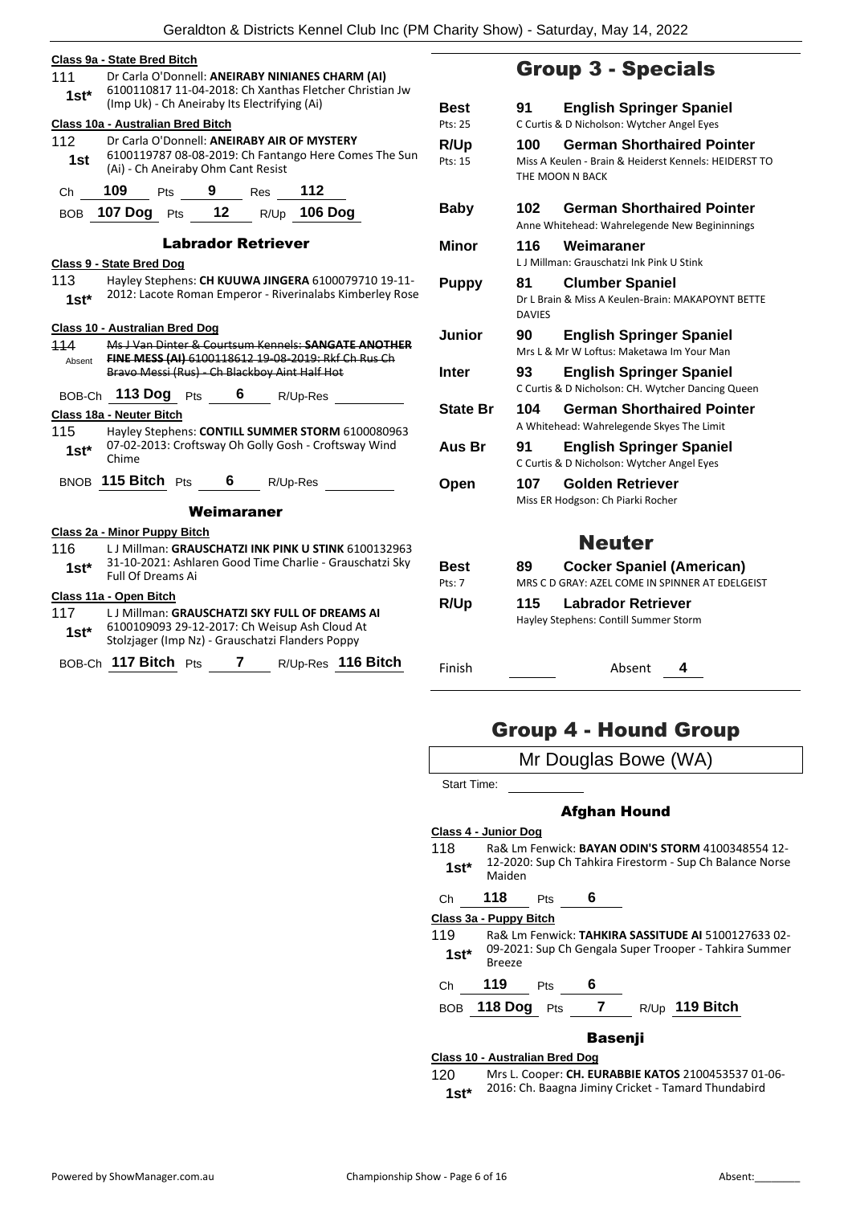**Class 9a - State Bred Bitch**

111 1st* Dr Carla O'Donnell: **ANEIRABY NINIANES CHARM (AI)** 6100110817 11-04-2018: Ch Xanthas Fletcher Christian Jw (Imp Uk) - Ch Aneiraby Its Electrifying (Ai)

**Class 10a - Australian Bred Bitch**

112 1st Dr Carla O'Donnell: **ANEIRABY AIR OF MYSTERY** 6100119787 08-08-2019: Ch Fantango Here Comes The Sun (Ai) - Ch Aneiraby Ohm Cant Resist

Ch **109** Pts **9** Res **112**

BOB **107 Dog** Pts **12** R/Up **106 Dog**

### Labrador Retriever

**Class 9 - State Bred Dog**

113 1st* Hayley Stephens: **CH KUUWA JINGERA** 6100079710 19-11-2012: Lacote Roman Emperor - Riverinalabs Kimberley Rose

**Class 10 - Australian Bred Dog**

~~114 Absent Ms J Van Dinter & Courtsum Kennels: **SANGATE ANOTHER FINE MESS (AI)** 6100118612 19-08-2019: Rkf Ch Rus Ch Bravo Messi (Rus) - Ch Blackboy Aint Half Hot~~

BOB-Ch **113 Dog** Pts **6** R/Up-Res

**Class 18a - Neuter Bitch**

115 1st* Hayley Stephens: **CONTILL SUMMER STORM** 6100080963 07-02-2013: Croftsway Oh Golly Gosh - Croftsway Wind Chime

BNOB **115 Bitch** Pts **6** R/Up-Res

### Weimaraner

**Class 2a - Minor Puppy Bitch**

116 1st* L J Millman: **GRAUSCHATZI INK PINK U STINK** 6100132963 31-10-2021: Ashlaren Good Time Charlie - Grauschatzi Sky Full Of Dreams Ai

**Class 11a - Open Bitch**

117 1st* L J Millman: **GRAUSCHATZI SKY FULL OF DREAMS AI** 6100109093 29-12-2017: Ch Weisup Ash Cloud At Stolzjager (Imp Nz) - Grauschatzi Flanders Poppy

BOB-Ch **117 Bitch** Pts **7** R/Up-Res **116 Bitch**

## Group 3 - Specials

| | | |
|---|---|---|
| **Best** Pts: 25 | **91** | **English Springer Spaniel** C Curtis & D Nicholson: Wytcher Angel Eyes |
| **R/Up** Pts: 15 | **100** | **German Shorthaired Pointer** Miss A Keulen - Brain & Heiderst Kennels: HEIDERST TO THE MOON N BACK |
| **Baby** | **102** | **German Shorthaired Pointer** Anne Whitehead: Wahrelegende New Begininnings |
| **Minor** | **116** | **Weimaraner** L J Millman: Grauschatzi Ink Pink U Stink |
| **Puppy** | **81** | **Clumber Spaniel** Dr L Brain & Miss A Keulen-Brain: MAKAPOYNT BETTE DAVIES |
| **Junior** | **90** | **English Springer Spaniel** Mrs L & Mr W Loftus: Maketawa Im Your Man |
| **Inter** | **93** | **English Springer Spaniel** C Curtis & D Nicholson: CH. Wytcher Dancing Queen |
| **State Br** | **104** | **German Shorthaired Pointer** A Whitehead: Wahrelegende Skyes The Limit |
| **Aus Br** | **91** | **English Springer Spaniel** C Curtis & D Nicholson: Wytcher Angel Eyes |
| **Open** | **107** | **Golden Retriever** Miss ER Hodgson: Ch Piarki Rocher |

## Neuter

| | | |
|---|---|---|
| **Best** Pts: 7 | **89** | **Cocker Spaniel (American)** MRS C D GRAY: AZEL COME IN SPINNER AT EDELGEIST |
| **R/Up** | **115** | **Labrador Retriever** Hayley Stephens: Contill Summer Storm |

Finish Absent **4**

## Group 4 - Hound Group

Mr Douglas Bowe (WA)

Start Time:

### Afghan Hound

**Class 4 - Junior Dog**

118 1st* Ra& Lm Fenwick: **BAYAN ODIN'S STORM** 4100348554 12-12-2020: Sup Ch Tahkira Firestorm - Sup Ch Balance Norse Maiden

Ch **118** Pts **6**

**Class 3a - Puppy Bitch**

119 1st* Ra& Lm Fenwick: **TAHKIRA SASSITUDE AI** 5100127633 02-09-2021: Sup Ch Gengala Super Trooper - Tahkira Summer Breeze

Ch **119** Pts **6**

BOB **118 Dog** Pts **7** R/Up **119 Bitch**

### Basenji

**Class 10 - Australian Bred Dog**

120 1st* Mrs L. Cooper: **CH. EURABBIE KATOS** 2100453537 01-06-2016: Ch. Baagna Jiminy Cricket - Tamard Thundabird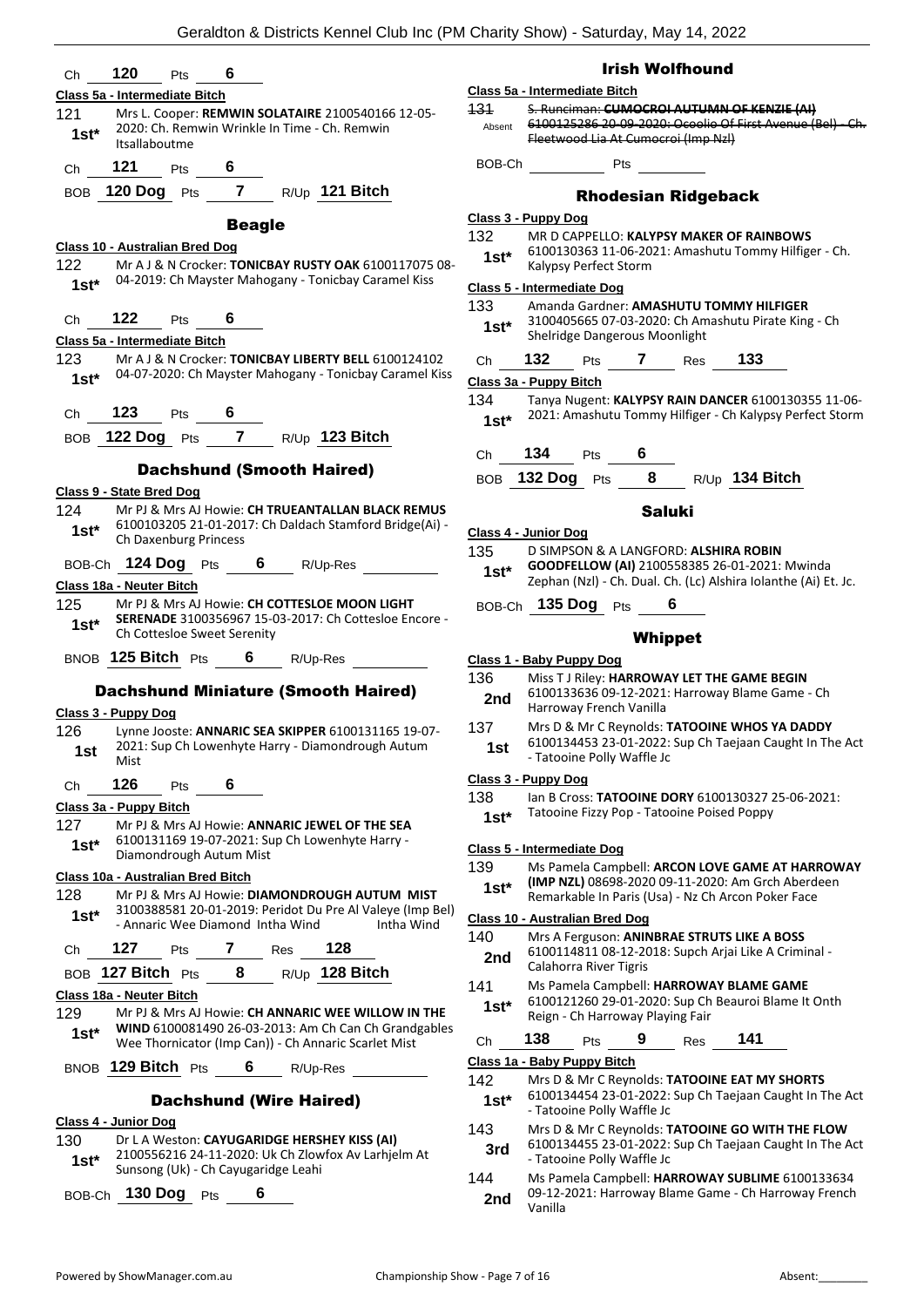Ch **120** Pts **6**

**Class 5a - Intermediate Bitch**

121 **1st*** Mrs L. Cooper: **REMWIN SOLATAIRE** 2100540166 12-05-2020: Ch. Remwin Wrinkle In Time - Ch. Remwin Itsallaboutme

Ch **121** Pts **6**

BOB **120 Dog** Pts **7** R/Up **121 Bitch**

## Beagle

**Class 10 - Australian Bred Dog**

122 **1st*** Mr A J & N Crocker: **TONICBAY RUSTY OAK** 6100117075 08-04-2019: Ch Mayster Mahogany - Tonicbay Caramel Kiss

Ch **122** Pts **6**

**Class 5a - Intermediate Bitch**

123 **1st*** Mr A J & N Crocker: **TONICBAY LIBERTY BELL** 6100124102 04-07-2020: Ch Mayster Mahogany - Tonicbay Caramel Kiss

Ch **123** Pts **6**

BOB **122 Dog** Pts **7** R/Up **123 Bitch**

## Dachshund (Smooth Haired)

**Class 9 - State Bred Dog**

124 **1st*** Mr PJ & Mrs AJ Howie: **CH TRUEANTALLAN BLACK REMUS** 6100103205 21-01-2017: Ch Daldach Stamford Bridge(Ai) - Ch Daxenburg Princess

BOB-Ch **124 Dog** Pts **6** R/Up-Res

**Class 18a - Neuter Bitch**

125 **1st*** Mr PJ & Mrs AJ Howie: **CH COTTESLOE MOON LIGHT SERENADE** 3100356967 15-03-2017: Ch Cottesloe Encore - Ch Cottesloe Sweet Serenity

BNOB **125 Bitch** Pts **6** R/Up-Res

## Dachshund Miniature (Smooth Haired)

**Class 3 - Puppy Dog**

126 **1st** Lynne Jooste: **ANNARIC SEA SKIPPER** 6100131165 19-07-2021: Sup Ch Lowenhyte Harry - Diamondrough Autum Mist

Ch **126** Pts **6**

**Class 3a - Puppy Bitch**

127 **1st*** Mr PJ & Mrs AJ Howie: **ANNARIC JEWEL OF THE SEA** 6100131169 19-07-2021: Sup Ch Lowenhyte Harry - Diamondrough Autum Mist

**Class 10a - Australian Bred Bitch**

128 **1st*** Mr PJ & Mrs AJ Howie: **DIAMONDROUGH AUTUM MIST** 3100388581 20-01-2019: Peridot Du Pre Al Valeye (Imp Bel) - Annaric Wee Diamond Intha Wind Intha Wind

Ch **127** Pts **7** Res **128**

BOB **127 Bitch** Pts **8** R/Up **128 Bitch**

**Class 18a - Neuter Bitch**

129 **1st*** Mr PJ & Mrs AJ Howie: **CH ANNARIC WEE WILLOW IN THE WIND** 6100081490 26-03-2013: Am Ch Can Ch Grandgables Wee Thornicator (Imp Can)) - Ch Annaric Scarlet Mist

BNOB **129 Bitch** Pts **6** R/Up-Res

## Dachshund (Wire Haired)

**Class 4 - Junior Dog**

130 **1st*** Dr L A Weston: **CAYUGARIDGE HERSHEY KISS (AI)** 2100556216 24-11-2020: Uk Ch Zlowfox Av Larhjelm At Sunsong (Uk) - Ch Cayugaridge Leahi

BOB-Ch **130 Dog** Pts **6**

## Irish Wolfhound

**Class 5a - Intermediate Bitch**

~~131~~ Absent ~~S. Runciman: **CUMOCROI AUTUMN OF KENZIE (AI)** 6100125286 20-09-2020: Ocoolio Of First Avenue (Bel) - Ch. Fleetwood Lia At Cumocroi (Imp Nzl)~~

BOB-Ch Pts

## Rhodesian Ridgeback

**Class 3 - Puppy Dog**

132 **1st*** MR D CAPPELLO: **KALYPSY MAKER OF RAINBOWS** 6100130363 11-06-2021: Amashutu Tommy Hilfiger - Ch. Kalypsy Perfect Storm

**Class 5 - Intermediate Dog**

133 **1st*** Amanda Gardner: **AMASHUTU TOMMY HILFIGER** 3100405665 07-03-2020: Ch Amashutu Pirate King - Ch Shelridge Dangerous Moonlight

Ch **132** Pts **7** Res **133**

**Class 3a - Puppy Bitch**

134 **1st*** Tanya Nugent: **KALYPSY RAIN DANCER** 6100130355 11-06-2021: Amashutu Tommy Hilfiger - Ch Kalypsy Perfect Storm

Ch **134** Pts **6**

BOB **132 Dog** Pts **8** R/Up **134 Bitch**

## Saluki

**Class 4 - Junior Dog**

135 **1st*** D SIMPSON & A LANGFORD: **ALSHIRA ROBIN GOODFELLOW (AI)** 2100558385 26-01-2021: Mwinda Zephan (Nzl) - Ch. Dual. Ch. (Lc) Alshira Iolanthe (Ai) Et. Jc.

BOB-Ch **135 Dog** Pts **6**

## Whippet

**Class 1 - Baby Puppy Dog**

136 **2nd** Miss T J Riley: **HARROWAY LET THE GAME BEGIN** 6100133636 09-12-2021: Harroway Blame Game - Ch Harroway French Vanilla

137 **1st** Mrs D & Mr C Reynolds: **TATOOINE WHOS YA DADDY** 6100134453 23-01-2022: Sup Ch Taejaan Caught In The Act - Tatooine Polly Waffle Jc

**Class 3 - Puppy Dog**

138 **1st*** Ian B Cross: **TATOOINE DORY** 6100130327 25-06-2021: Tatooine Fizzy Pop - Tatooine Poised Poppy

**Class 5 - Intermediate Dog**

139 **1st*** Ms Pamela Campbell: **ARCON LOVE GAME AT HARROWAY (IMP NZL)** 08698-2020 09-11-2020: Am Grch Aberdeen Remarkable In Paris (Usa) - Nz Ch Arcon Poker Face

**Class 10 - Australian Bred Dog**

140 **2nd** Mrs A Ferguson: **ANINBRAE STRUTS LIKE A BOSS** 6100114811 08-12-2018: Supch Arjai Like A Criminal - Calahorra River Tigris

141 **1st*** Ms Pamela Campbell: **HARROWAY BLAME GAME** 6100121260 29-01-2020: Sup Ch Beauroi Blame It Onth Reign - Ch Harroway Playing Fair

Ch **138** Pts **9** Res **141**

**Class 1a - Baby Puppy Bitch**

142 **1st*** Mrs D & Mr C Reynolds: **TATOOINE EAT MY SHORTS** 6100134454 23-01-2022: Sup Ch Taejaan Caught In The Act - Tatooine Polly Waffle Jc

143 **3rd** Mrs D & Mr C Reynolds: **TATOOINE GO WITH THE FLOW** 6100134455 23-01-2022: Sup Ch Taejaan Caught In The Act - Tatooine Polly Waffle Jc

144 **2nd** Ms Pamela Campbell: **HARROWAY SUBLIME** 6100133634 09-12-2021: Harroway Blame Game - Ch Harroway French Vanilla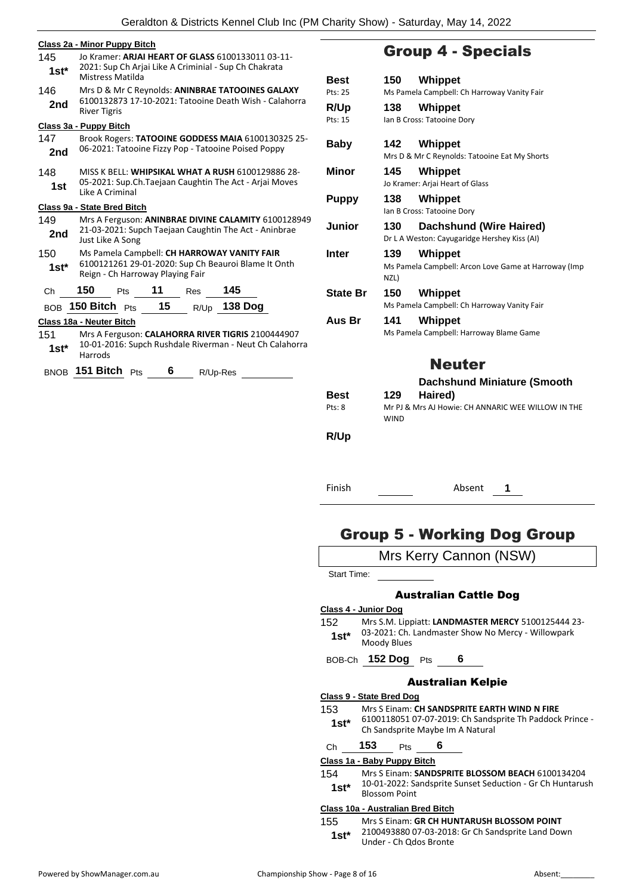**Class 2a - Minor Puppy Bitch**

145 **1st*** Jo Kramer: **ARJAI HEART OF GLASS** 6100133011 03-11-2021: Sup Ch Arjai Like A Criminial - Sup Ch Chakrata Mistress Matilda

146 **2nd** Mrs D & Mr C Reynolds: **ANINBRAE TATOOINES GALAXY** 6100132873 17-10-2021: Tatooine Death Wish - Calahorra River Tigris

**Class 3a - Puppy Bitch**

147 **2nd** Brook Rogers: **TATOOINE GODDESS MAIA** 6100130325 25-06-2021: Tatooine Fizzy Pop - Tatooine Poised Poppy

148 **1st** MISS K BELL: **WHIPSIKAL WHAT A RUSH** 6100129886 28-05-2021: Sup.Ch.Taejaan Caughtin The Act - Arjai Moves Like A Criminal

**Class 9a - State Bred Bitch**

149 **2nd** Mrs A Ferguson: **ANINBRAE DIVINE CALAMITY** 6100128949 21-03-2021: Supch Taejaan Caughtin The Act - Aninbrae Just Like A Song

150 **1st*** Ms Pamela Campbell: **CH HARROWAY VANITY FAIR** 6100121261 29-01-2020: Sup Ch Beauroi Blame It Onth Reign - Ch Harroway Playing Fair

Ch **150** Pts **11** Res **145**

BOB **150 Bitch** Pts **15** R/Up **138 Dog**

**Class 18a - Neuter Bitch**

151 **1st*** Mrs A Ferguson: **CALAHORRA RIVER TIGRIS** 2100444907 10-01-2016: Supch Rushdale Riverman - Neut Ch Calahorra Harrods

BNOB **151 Bitch** Pts **6** R/Up-Res

## Group 4 - Specials

| | | |
|---|---|---|
| **Best** Pts: 25 | **150** | **Whippet** Ms Pamela Campbell: Ch Harroway Vanity Fair |
| **R/Up** Pts: 15 | **138** | **Whippet** Ian B Cross: Tatooine Dory |
| **Baby** | **142** | **Whippet** Mrs D & Mr C Reynolds: Tatooine Eat My Shorts |
| **Minor** | **145** | **Whippet** Jo Kramer: Arjai Heart of Glass |
| **Puppy** | **138** | **Whippet** Ian B Cross: Tatooine Dory |
| **Junior** | **130** | **Dachshund (Wire Haired)** Dr L A Weston: Cayugaridge Hershey Kiss (AI) |
| **Inter** | **139** | **Whippet** Ms Pamela Campbell: Arcon Love Game at Harroway (Imp NZL) |
| **State Br** | **150** | **Whippet** Ms Pamela Campbell: Ch Harroway Vanity Fair |
| **Aus Br** | **141** | **Whippet** Ms Pamela Campbell: Harroway Blame Game |

## Neuter

| | | |
|---|---|---|
| **Best** Pts: 8 | **129** | **Dachshund Miniature (Smooth Haired)** Mr PJ & Mrs AJ Howie: CH ANNARIC WEE WILLOW IN THE WIND |
| **R/Up** | | |

Finish Absent **1**

## Group 5 - Working Dog Group

Mrs Kerry Cannon (NSW)

Start Time:

### Australian Cattle Dog

**Class 4 - Junior Dog**

152 **1st*** Mrs S.M. Lippiatt: **LANDMASTER MERCY** 5100125444 23-03-2021: Ch. Landmaster Show No Mercy - Willowpark Moody Blues

BOB-Ch **152 Dog** Pts **6**

### Australian Kelpie

**Class 9 - State Bred Dog**

153 **1st*** Mrs S Einam: **CH SANDSPRITE EARTH WIND N FIRE** 6100118051 07-07-2019: Ch Sandsprite Th Paddock Prince - Ch Sandsprite Maybe Im A Natural

Ch **153** Pts **6**

**Class 1a - Baby Puppy Bitch**

154 **1st*** Mrs S Einam: **SANDSPRITE BLOSSOM BEACH** 6100134204 10-01-2022: Sandsprite Sunset Seduction - Gr Ch Huntarush Blossom Point

**Class 10a - Australian Bred Bitch**

155 **1st*** Mrs S Einam: **GR CH HUNTARUSH BLOSSOM POINT** 2100493880 07-03-2018: Gr Ch Sandsprite Land Down Under - Ch Qdos Bronte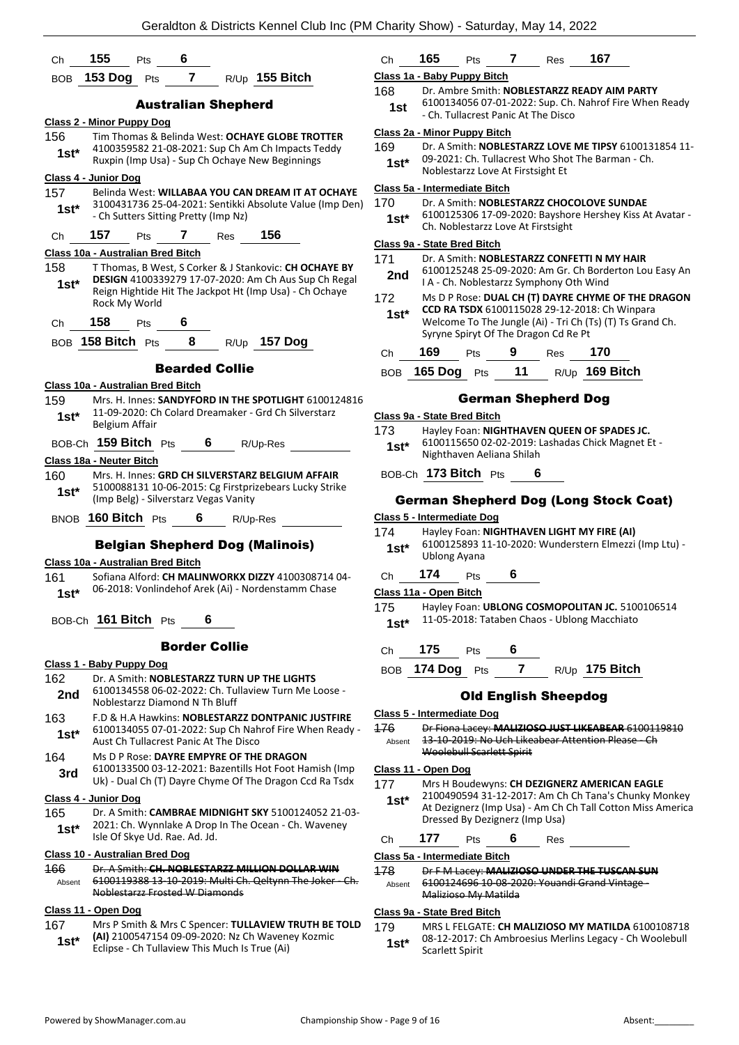Ch **155** Pts **6**

BOB **153 Dog** Pts **7** R/Up **155 Bitch**

## Australian Shepherd

**Class 2 - Minor Puppy Dog**

156 **1st*** Tim Thomas & Belinda West: **OCHAYE GLOBE TROTTER** 4100359582 21-08-2021: Sup Ch Am Ch Impacts Teddy Ruxpin (Imp Usa) - Sup Ch Ochaye New Beginnings

**Class 4 - Junior Dog**

157 **1st*** Belinda West: **WILLABAA YOU CAN DREAM IT AT OCHAYE** 3100431736 25-04-2021: Sentikki Absolute Value (Imp Den) - Ch Sutters Sitting Pretty (Imp Nz)

Ch **157** Pts **7** Res **156**

**Class 10a - Australian Bred Bitch**

158 **1st*** T Thomas, B West, S Corker & J Stankovic: **CH OCHAYE BY DESIGN** 4100339279 17-07-2020: Am Ch Aus Sup Ch Regal Reign Hightide Hit The Jackpot Ht (Imp Usa) - Ch Ochaye Rock My World

Ch **158** Pts **6**

BOB **158 Bitch** Pts **8** R/Up **157 Dog**

## Bearded Collie

**Class 10a - Australian Bred Bitch**

159 **1st*** Mrs. H. Innes: **SANDYFORD IN THE SPOTLIGHT** 6100124816 11-09-2020: Ch Colard Dreamaker - Grd Ch Silverstarz Belgium Affair

BOB-Ch **159 Bitch** Pts **6** R/Up-Res

**Class 18a - Neuter Bitch**

160 **1st*** Mrs. H. Innes: **GRD CH SILVERSTARZ BELGIUM AFFAIR** 5100088131 10-06-2015: Cg Firstprizebears Lucky Strike (Imp Belg) - Silverstarz Vegas Vanity

BNOB **160 Bitch** Pts **6** R/Up-Res

## Belgian Shepherd Dog (Malinois)

**Class 10a - Australian Bred Bitch**

161 **1st*** Sofiana Alford: **CH MALINWORKX DIZZY** 4100308714 04-06-2018: Vonlindehof Arek (Ai) - Nordenstamm Chase

BOB-Ch **161 Bitch** Pts **6**

## Border Collie

**Class 1 - Baby Puppy Dog**

162 **2nd** Dr. A Smith: **NOBLESTARZZ TURN UP THE LIGHTS** 6100134558 06-02-2022: Ch. Tullaview Turn Me Loose - Noblestarzz Diamond N Th Bluff

163 **1st*** F.D & H.A Hawkins: **NOBLESTARZZ DONTPANIC JUSTFIRE** 6100134055 07-01-2022: Sup Ch Nahrof Fire When Ready - Aust Ch Tullacrest Panic At The Disco

164 **3rd** Ms D P Rose: **DAYRE EMPYRE OF THE DRAGON** 6100133500 03-12-2021: Bazentills Hot Foot Hamish (Imp Uk) - Dual Ch (T) Dayre Chyme Of The Dragon Ccd Ra Tsdx

**Class 4 - Junior Dog**

165 **1st*** Dr. A Smith: **CAMBRAE MIDNIGHT SKY** 5100124052 21-03-2021: Ch. Wynnlake A Drop In The Ocean - Ch. Waveney Isle Of Skye Ud. Rae. Ad. Jd.

**Class 10 - Australian Bred Dog**

~~166 Absent Dr. A Smith: **CH. NOBLESTARZZ MILLION DOLLAR WIN** 6100119388 13-10-2019: Multi Ch. Qeltynn The Joker - Ch. Noblestarzz Frosted W Diamonds~~

**Class 11 - Open Dog**

167 **1st*** Mrs P Smith & Mrs C Spencer: **TULLAVIEW TRUTH BE TOLD (AI)** 2100547154 09-09-2020: Nz Ch Waveney Kozmic Eclipse - Ch Tullaview This Much Is True (Ai)

Ch **165** Pts **7** Res **167**

**Class 1a - Baby Puppy Bitch**

168 **1st** Dr. Ambre Smith: **NOBLESTARZZ READY AIM PARTY** 6100134056 07-01-2022: Sup. Ch. Nahrof Fire When Ready - Ch. Tullacrest Panic At The Disco

**Class 2a - Minor Puppy Bitch**

169 **1st*** Dr. A Smith: **NOBLESTARZZ LOVE ME TIPSY** 6100131854 11-09-2021: Ch. Tullacrest Who Shot The Barman - Ch. Noblestarzz Love At Firstsight Et

**Class 5a - Intermediate Bitch**

170 **1st*** Dr. A Smith: **NOBLESTARZZ CHOCOLOVE SUNDAE** 6100125306 17-09-2020: Bayshore Hershey Kiss At Avatar - Ch. Noblestarzz Love At Firstsight

**Class 9a - State Bred Bitch**

171 **2nd** Dr. A Smith: **NOBLESTARZZ CONFETTI N MY HAIR** 6100125248 25-09-2020: Am Gr. Ch Borderton Lou Easy An I A - Ch. Noblestarzz Symphony Oth Wind

172 **1st*** Ms D P Rose: **DUAL CH (T) DAYRE CHYME OF THE DRAGON CCD RA TSDX** 6100115028 29-12-2018: Ch Winpara Welcome To The Jungle (Ai) - Tri Ch (Ts) (T) Ts Grand Ch. Syryne Spiryt Of The Dragon Cd Re Pt

Ch **169** Pts **9** Res **170**

BOB **165 Dog** Pts **11** R/Up **169 Bitch**

## German Shepherd Dog

**Class 9a - State Bred Bitch**

173 **1st*** Hayley Foan: **NIGHTHAVEN QUEEN OF SPADES JC.** 6100115650 02-02-2019: Lashadas Chick Magnet Et - Nighthaven Aeliana Shilah

BOB-Ch **173 Bitch** Pts **6**

## German Shepherd Dog (Long Stock Coat)

**Class 5 - Intermediate Dog**

174 **1st*** Hayley Foan: **NIGHTHAVEN LIGHT MY FIRE (AI)** 6100125893 11-10-2020: Wunderstern Elmezzi (Imp Ltu) - Ublong Ayana

Ch **174** Pts **6**

**Class 11a - Open Bitch**

175 **1st*** Hayley Foan: **UBLONG COSMOPOLITAN JC.** 5100106514 11-05-2018: Tataben Chaos - Ublong Macchiato

Ch **175** Pts **6**

BOB **174 Dog** Pts **7** R/Up **175 Bitch**

## Old English Sheepdog

**Class 5 - Intermediate Dog**

~~176 Absent Dr Fiona Lacey: **MALIZIOSO JUST LIKEABEAR** 6100119810 13-10-2019: No Uch Likeabear Attention Please - Ch Woolebull Scarlett Spirit~~

**Class 11 - Open Dog**

177 **1st*** Mrs H Boudewyns: **CH DEZIGNERZ AMERICAN EAGLE** 2100490594 31-12-2017: Am Ch Ch Tana's Chunky Monkey At Dezignerz (Imp Usa) - Am Ch Ch Tall Cotton Miss America Dressed By Dezignerz (Imp Usa)

Ch **177** Pts **6** Res

**Class 5a - Intermediate Bitch**

~~178 Absent Dr F M Lacey: **MALIZIOSO UNDER THE TUSCAN SUN** 6100124696 10-08-2020: Youandi Grand Vintage - Malizioso My Matilda~~

**Class 9a - State Bred Bitch**

179 **1st*** MRS L FELGATE: **CH MALIZIOSO MY MATILDA** 6100108718 08-12-2017: Ch Ambroesius Merlins Legacy - Ch Woolebull Scarlett Spirit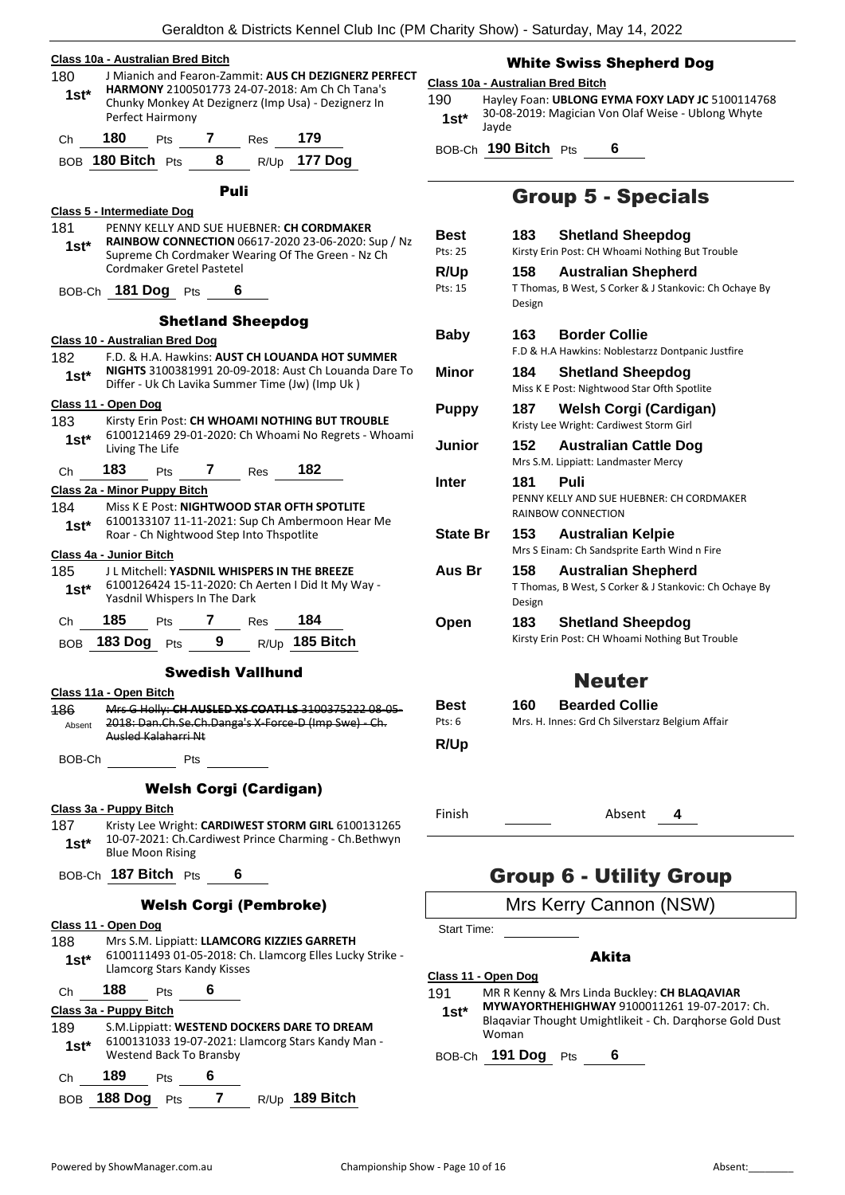**Class 10a - Australian Bred Bitch**

180 **1st*** J Mianich and Fearon-Zammit: **AUS CH DEZIGNERZ PERFECT HARMONY** 2100501773 24-07-2018: Am Ch Ch Tana's Chunky Monkey At Dezignerz (Imp Usa) - Dezignerz In Perfect Hairmony

Ch **180** Pts **7** Res **179**

BOB **180 Bitch** Pts **8** R/Up **177 Dog**

### Puli

**Class 5 - Intermediate Dog**

181 **1st*** PENNY KELLY AND SUE HUEBNER: **CH CORDMAKER RAINBOW CONNECTION** 06617-2020 23-06-2020: Sup / Nz Supreme Ch Cordmaker Wearing Of The Green - Nz Ch Cordmaker Gretel Pastetel

BOB-Ch **181 Dog** Pts **6**

### Shetland Sheepdog

**Class 10 - Australian Bred Dog**

182 **1st*** F.D. & H.A. Hawkins: **AUST CH LOUANDA HOT SUMMER NIGHTS** 3100381991 20-09-2018: Aust Ch Louanda Dare To Differ - Uk Ch Lavika Summer Time (Jw) (Imp Uk )

**Class 11 - Open Dog**

183 **1st*** Kirsty Erin Post: **CH WHOAMI NOTHING BUT TROUBLE** 6100121469 29-01-2020: Ch Whoami No Regrets - Whoami Living The Life

Ch **183** Pts **7** Res **182**

**Class 2a - Minor Puppy Bitch**

184 **1st*** Miss K E Post: **NIGHTWOOD STAR OFTH SPOTLITE** 6100133107 11-11-2021: Sup Ch Ambermoon Hear Me Roar - Ch Nightwood Step Into Thspotlite

**Class 4a - Junior Bitch**

185 **1st*** J L Mitchell: **YASDNIL WHISPERS IN THE BREEZE** 6100126424 15-11-2020: Ch Aerten I Did It My Way - Yasdnil Whispers In The Dark

Ch **185** Pts **7** Res **184**

BOB **183 Dog** Pts **9** R/Up **185 Bitch**

### Swedish Vallhund

**Class 11a - Open Bitch**

186 Absent ~~Mrs G Holly: **CH AUSLED XS COATI LS** 3100375222 08-05-2018: Dan.Ch.Se.Ch.Danga's X-Force-D (Imp Swe) - Ch. Ausled Kalaharri Nt~~

BOB-Ch ______ Pts ______

### Welsh Corgi (Cardigan)

**Class 3a - Puppy Bitch**

187 **1st*** Kristy Lee Wright: **CARDIWEST STORM GIRL** 6100131265 10-07-2021: Ch.Cardiwest Prince Charming - Ch.Bethwyn Blue Moon Rising

BOB-Ch **187 Bitch** Pts **6**

### Welsh Corgi (Pembroke)

**Class 11 - Open Dog**

188 **1st*** Mrs S.M. Lippiatt: **LLAMCORG KIZZIES GARRETH** 6100111493 01-05-2018: Ch. Llamcorg Elles Lucky Strike - Llamcorg Stars Kandy Kisses

Ch **188** Pts **6**

**Class 3a - Puppy Bitch**

189 **1st*** S.M.Lippiatt: **WESTEND DOCKERS DARE TO DREAM** 6100131033 19-07-2021: Llamcorg Stars Kandy Man - Westend Back To Bransby

Ch **189** Pts **6**

BOB **188 Dog** Pts **7** R/Up **189 Bitch**

### White Swiss Shepherd Dog

**Class 10a - Australian Bred Bitch**

190 **1st*** Hayley Foan: **UBLONG EYMA FOXY LADY JC** 5100114768 30-08-2019: Magician Von Olaf Weise - Ublong Whyte Jayde

BOB-Ch **190 Bitch** Pts **6**

## Group 5 - Specials

| | | |
|---|---|---|
| **Best** (Pts: 25) | **183** | **Shetland Sheepdog** – Kirsty Erin Post: CH Whoami Nothing But Trouble |
| **R/Up** (Pts: 15) | **158** | **Australian Shepherd** – T Thomas, B West, S Corker & J Stankovic: Ch Ochaye By Design |
| **Baby** | **163** | **Border Collie** – F.D & H.A Hawkins: Noblestarzz Dontpanic Justfire |
| **Minor** | **184** | **Shetland Sheepdog** – Miss K E Post: Nightwood Star Ofth Spotlite |
| **Puppy** | **187** | **Welsh Corgi (Cardigan)** – Kristy Lee Wright: Cardiwest Storm Girl |
| **Junior** | **152** | **Australian Cattle Dog** – Mrs S.M. Lippiatt: Landmaster Mercy |
| **Inter** | **181** | **Puli** – PENNY KELLY AND SUE HUEBNER: CH CORDMAKER RAINBOW CONNECTION |
| **State Br** | **153** | **Australian Kelpie** – Mrs S Einam: Ch Sandsprite Earth Wind n Fire |
| **Aus Br** | **158** | **Australian Shepherd** – T Thomas, B West, S Corker & J Stankovic: Ch Ochaye By Design |
| **Open** | **183** | **Shetland Sheepdog** – Kirsty Erin Post: CH Whoami Nothing But Trouble |

## Neuter

| | | |
|---|---|---|
| **Best** (Pts: 6) | **160** | **Bearded Collie** – Mrs. H. Innes: Grd Ch Silverstarz Belgium Affair |
| **R/Up** | | |

Finish ______ Absent **4**

## Group 6 - Utility Group

Mrs Kerry Cannon (NSW)

Start Time: ______

### Akita

**Class 11 - Open Dog**

191 **1st*** MR R Kenny & Mrs Linda Buckley: **CH BLAQAVIAR MYWAYORTHEHIGHWAY** 9100011261 19-07-2017: Ch. Blaqaviar Thought Umightlikeit - Ch. Darqhorse Gold Dust Woman

BOB-Ch **191 Dog** Pts **6**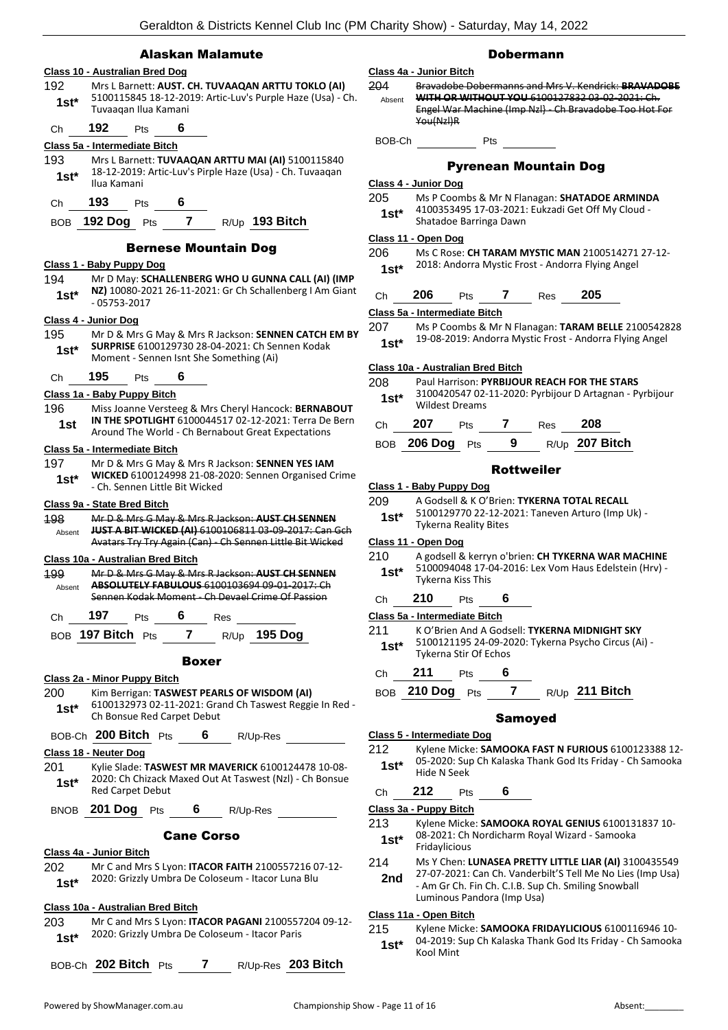## Alaskan Malamute

### Class 10 - Australian Bred Dog

192 — 1st* — Mrs L Barnett: **AUST. CH. TUVAAQAN ARTTU TOKLO (AI)** 5100115845 18-12-2019: Artic-Luv's Purple Haze (Usa) - Ch. Tuvaaqan Ilua Kamani

Ch 192 Pts 6

### Class 5a - Intermediate Bitch

193 — 1st* — Mrs L Barnett: **TUVAAQAN ARTTU MAI (AI)** 5100115840 18-12-2019: Artic-Luv's Pirple Haze (Usa) - Ch. Tuvaaqan Ilua Kamani

Ch 193 Pts 6

BOB 192 Dog Pts 7 R/Up 193 Bitch

## Bernese Mountain Dog

### Class 1 - Baby Puppy Dog

194 — 1st* — Mr D May: **SCHALLENBERG WHO U GUNNA CALL (AI) (IMP NZ)** 10080-2021 26-11-2021: Gr Ch Schallenberg I Am Giant - 05753-2017

### Class 4 - Junior Dog

195 — 1st* — Mr D & Mrs G May & Mrs R Jackson: **SENNEN CATCH EM BY SURPRISE** 6100129730 28-04-2021: Ch Sennen Kodak Moment - Sennen Isnt She Something (Ai)

Ch 195 Pts 6

### Class 1a - Baby Puppy Bitch

196 — 1st — Miss Joanne Versteeg & Mrs Cheryl Hancock: **BERNABOUT IN THE SPOTLIGHT** 6100044517 02-12-2021: Terra De Bern Around The World - Ch Bernabout Great Expectations

### Class 5a - Intermediate Bitch

197 — 1st* — Mr D & Mrs G May & Mrs R Jackson: **SENNEN YES IAM WICKED** 6100124998 21-08-2020: Sennen Organised Crime - Ch. Sennen Little Bit Wicked

### Class 9a - State Bred Bitch

~~198 — Absent — Mr D & Mrs G May & Mrs R Jackson: **AUST CH SENNEN JUST A BIT WICKED (AI)** 6100106811 03-09-2017: Can Gch Avatars Try Try Again (Can) - Ch Sennen Little Bit Wicked~~

### Class 10a - Australian Bred Bitch

~~199 — Absent — Mr D & Mrs G May & Mrs R Jackson: **AUST CH SENNEN ABSOLUTELY FABULOUS** 6100103694 09-01-2017: Ch Sennen Kodak Moment - Ch Devael Crime Of Passion~~

Ch 197 Pts 6 Res

BOB 197 Bitch Pts 7 R/Up 195 Dog

## Boxer

### Class 2a - Minor Puppy Bitch

200 — 1st* — Kim Berrigan: **TASWEST PEARLS OF WISDOM (AI)** 6100132973 02-11-2021: Grand Ch Taswest Reggie In Red - Ch Bonsue Red Carpet Debut

BOB-Ch 200 Bitch Pts 6 R/Up-Res

### Class 18 - Neuter Dog

201 — 1st* — Kylie Slade: **TASWEST MR MAVERICK** 6100124478 10-08-2020: Ch Chizack Maxed Out At Taswest (Nzl) - Ch Bonsue Red Carpet Debut

BNOB 201 Dog Pts 6 R/Up-Res

## Cane Corso

### Class 4a - Junior Bitch

202 — 1st* — Mr C and Mrs S Lyon: **ITACOR FAITH** 2100557216 07-12-2020: Grizzly Umbra De Coloseum - Itacor Luna Blu

### Class 10a - Australian Bred Bitch

203 — 1st* — Mr C and Mrs S Lyon: **ITACOR PAGANI** 2100557204 09-12-2020: Grizzly Umbra De Coloseum - Itacor Paris

BOB-Ch 202 Bitch Pts 7 R/Up-Res 203 Bitch

## Dobermann

### Class 4a - Junior Bitch

~~204 — Absent — Bravadobe Dobermanns and Mrs V. Kendrick: **BRAVADOBE WITH OR WITHOUT YOU** 6100127832 03-02-2021: Ch. Engel War Machine (Imp Nzl) - Ch Bravadobe Too Hot For You(Nzl)R~~

BOB-Ch Pts

## Pyrenean Mountain Dog

### Class 4 - Junior Dog

205 — 1st* — Ms P Coombs & Mr N Flanagan: **SHATADOE ARMINDA** 4100353495 17-03-2021: Eukzadi Get Off My Cloud - Shatadoe Barringa Dawn

### Class 11 - Open Dog

206 — 1st* — Ms C Rose: **CH TARAM MYSTIC MAN** 2100514271 27-12-2018: Andorra Mystic Frost - Andorra Flying Angel

Ch 206 Pts 7 Res 205

### Class 5a - Intermediate Bitch

207 — 1st* — Ms P Coombs & Mr N Flanagan: **TARAM BELLE** 2100542828 19-08-2019: Andorra Mystic Frost - Andorra Flying Angel

### Class 10a - Australian Bred Bitch

208 — 1st* — Paul Harrison: **PYRBIJOUR REACH FOR THE STARS** 3100420547 02-11-2020: Pyrbijour D Artagnan - Pyrbijour Wildest Dreams

Ch 207 Pts 7 Res 208

BOB 206 Dog Pts 9 R/Up 207 Bitch

## Rottweiler

### Class 1 - Baby Puppy Dog

209 — 1st* — A Godsell & K O'Brien: **TYKERNA TOTAL RECALL** 5100129770 22-12-2021: Taneven Arturo (Imp Uk) - Tykerna Reality Bites

### Class 11 - Open Dog

210 — 1st* — A godsell & kerryn o'brien: **CH TYKERNA WAR MACHINE** 5100094048 17-04-2016: Lex Vom Haus Edelstein (Hrv) - Tykerna Kiss This

Ch 210 Pts 6

### Class 5a - Intermediate Bitch

211 — 1st* — K O'Brien And A Godsell: **TYKERNA MIDNIGHT SKY** 5100121195 24-09-2020: Tykerna Psycho Circus (Ai) - Tykerna Stir Of Echos

Ch 211 Pts 6

BOB 210 Dog Pts 7 R/Up 211 Bitch

## Samoyed

### Class 5 - Intermediate Dog

212 — 1st* — Kylene Micke: **SAMOOKA FAST N FURIOUS** 6100123388 12-05-2020: Sup Ch Kalaska Thank God Its Friday - Ch Samooka Hide N Seek

Ch 212 Pts 6

### Class 3a - Puppy Bitch

213 — 1st* — Kylene Micke: **SAMOOKA ROYAL GENIUS** 6100131837 10-08-2021: Ch Nordicharm Royal Wizard - Samooka Fridaylicious

214 — 2nd — Ms Y Chen: **LUNASEA PRETTY LITTLE LIAR (AI)** 3100435549 27-07-2021: Can Ch. Vanderbilt'S Tell Me No Lies (Imp Usa) - Am Gr Ch. Fin Ch. C.I.B. Sup Ch. Smiling Snowball Luminous Pandora (Imp Usa)

### Class 11a - Open Bitch

215 — 1st* — Kylene Micke: **SAMOOKA FRIDAYLICIOUS** 6100116946 10-04-2019: Sup Ch Kalaska Thank God Its Friday - Ch Samooka Kool Mint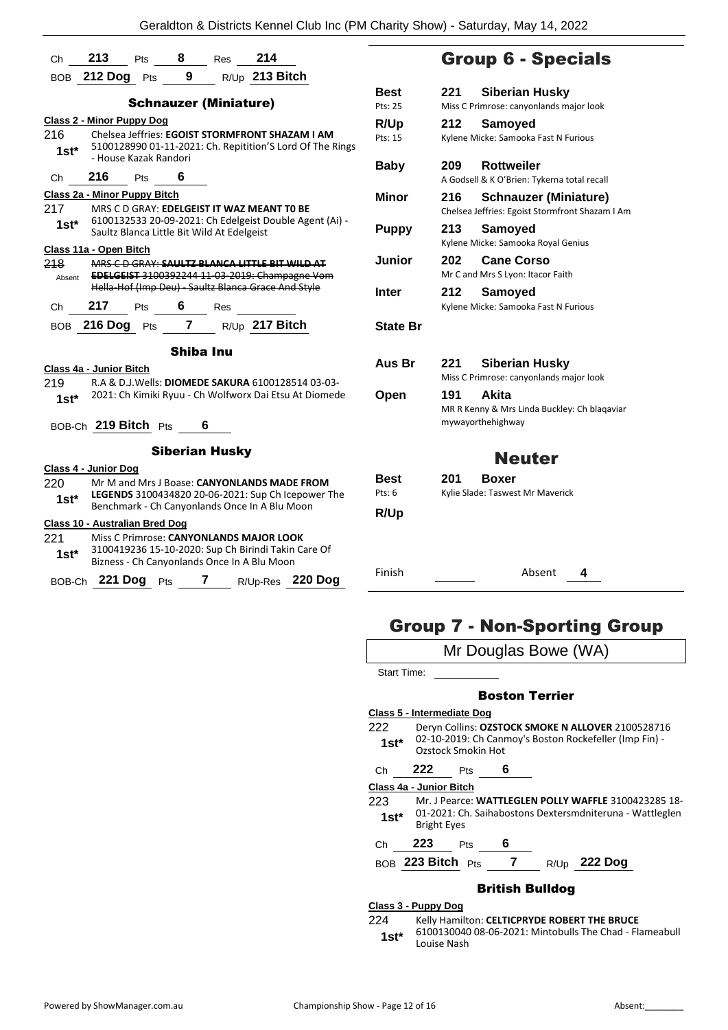Ch **213** Pts **8** Res **214**

BOB **212 Dog** Pts **9** R/Up **213 Bitch**

### Schnauzer (Miniature)

**Class 2 - Minor Puppy Dog**

216 **1st*** Chelsea Jeffries: **EGOIST STORMFRONT SHAZAM I AM** 5100128990 01-11-2021: Ch. Repitition'S Lord Of The Rings - House Kazak Randori

Ch **216** Pts **6**

**Class 2a - Minor Puppy Bitch**

217 **1st*** MRS C D GRAY: **EDELGEIST IT WAZ MEANT T0 BE** 6100132533 20-09-2021: Ch Edelgeist Double Agent (Ai) - Saultz Blanca Little Bit Wild At Edelgeist

**Class 11a - Open Bitch**

~~218~~ Absent ~~MRS C D GRAY: **SAULTZ BLANCA LITTLE BIT WILD AT EDELGEIST** 3100392244 11-03-2019: Champagne Vom Hella-Hof (Imp Deu) - Saultz Blanca Grace And Style~~

Ch **217** Pts **6** Res

BOB **216 Dog** Pts **7** R/Up **217 Bitch**

### Shiba Inu

**Class 4a - Junior Bitch**

219 **1st*** R.A & D.J.Wells: **DIOMEDE SAKURA** 6100128514 03-03-2021: Ch Kimiki Ryuu - Ch Wolfworx Dai Etsu At Diomede

BOB-Ch **219 Bitch** Pts **6**

### Siberian Husky

**Class 4 - Junior Dog**

220 **1st*** Mr M and Mrs J Boase: **CANYONLANDS MADE FROM LEGENDS** 3100434820 20-06-2021: Sup Ch Icepower The Benchmark - Ch Canyonlands Once In A Blu Moon

**Class 10 - Australian Bred Dog**

221 **1st*** Miss C Primrose: **CANYONLANDS MAJOR LOOK** 3100419236 15-10-2020: Sup Ch Birindi Takin Care Of Bizness - Ch Canyonlands Once In A Blu Moon

BOB-Ch **221 Dog** Pts **7** R/Up-Res **220 Dog**

## Group 6 - Specials

| | | |
|---|---|---|
| **Best** Pts: 25 | **221** | **Siberian Husky** Miss C Primrose: canyonlands major look |
| **R/Up** Pts: 15 | **212** | **Samoyed** Kylene Micke: Samooka Fast N Furious |
| **Baby** | **209** | **Rottweiler** A Godsell & K O'Brien: Tykerna total recall |
| **Minor** | **216** | **Schnauzer (Miniature)** Chelsea Jeffries: Egoist Stormfront Shazam I Am |
| **Puppy** | **213** | **Samoyed** Kylene Micke: Samooka Royal Genius |
| **Junior** | **202** | **Cane Corso** Mr C and Mrs S Lyon: Itacor Faith |
| **Inter** | **212** | **Samoyed** Kylene Micke: Samooka Fast N Furious |
| **State Br** | | |
| **Aus Br** | **221** | **Siberian Husky** Miss C Primrose: canyonlands major look |
| **Open** | **191** | **Akita** MR R Kenny & Mrs Linda Buckley: Ch blaqaviar mywayorthehighway |

## Neuter

| | | |
|---|---|---|
| **Best** Pts: 6 | **201** | **Boxer** Kylie Slade: Taswest Mr Maverick |
| **R/Up** | | |

Finish Absent **4**

## Group 7 - Non-Sporting Group

Mr Douglas Bowe (WA)

Start Time:

### Boston Terrier

**Class 5 - Intermediate Dog**

222 **1st*** Deryn Collins: **OZSTOCK SMOKE N ALLOVER** 2100528716 02-10-2019: Ch Canmoy's Boston Rockefeller (Imp Fin) - Ozstock Smokin Hot

Ch **222** Pts **6**

**Class 4a - Junior Bitch**

223 **1st*** Mr. J Pearce: **WATTLEGLEN POLLY WAFFLE** 3100423285 18-01-2021: Ch. Saihabostons Dextersmdniteruna - Wattleglen Bright Eyes

Ch **223** Pts **6**

BOB **223 Bitch** Pts **7** R/Up **222 Dog**

### British Bulldog

**Class 3 - Puppy Dog**

224 **1st*** Kelly Hamilton: **CELTICPRYDE ROBERT THE BRUCE** 6100130040 08-06-2021: Mintobulls The Chad - Flameabull Louise Nash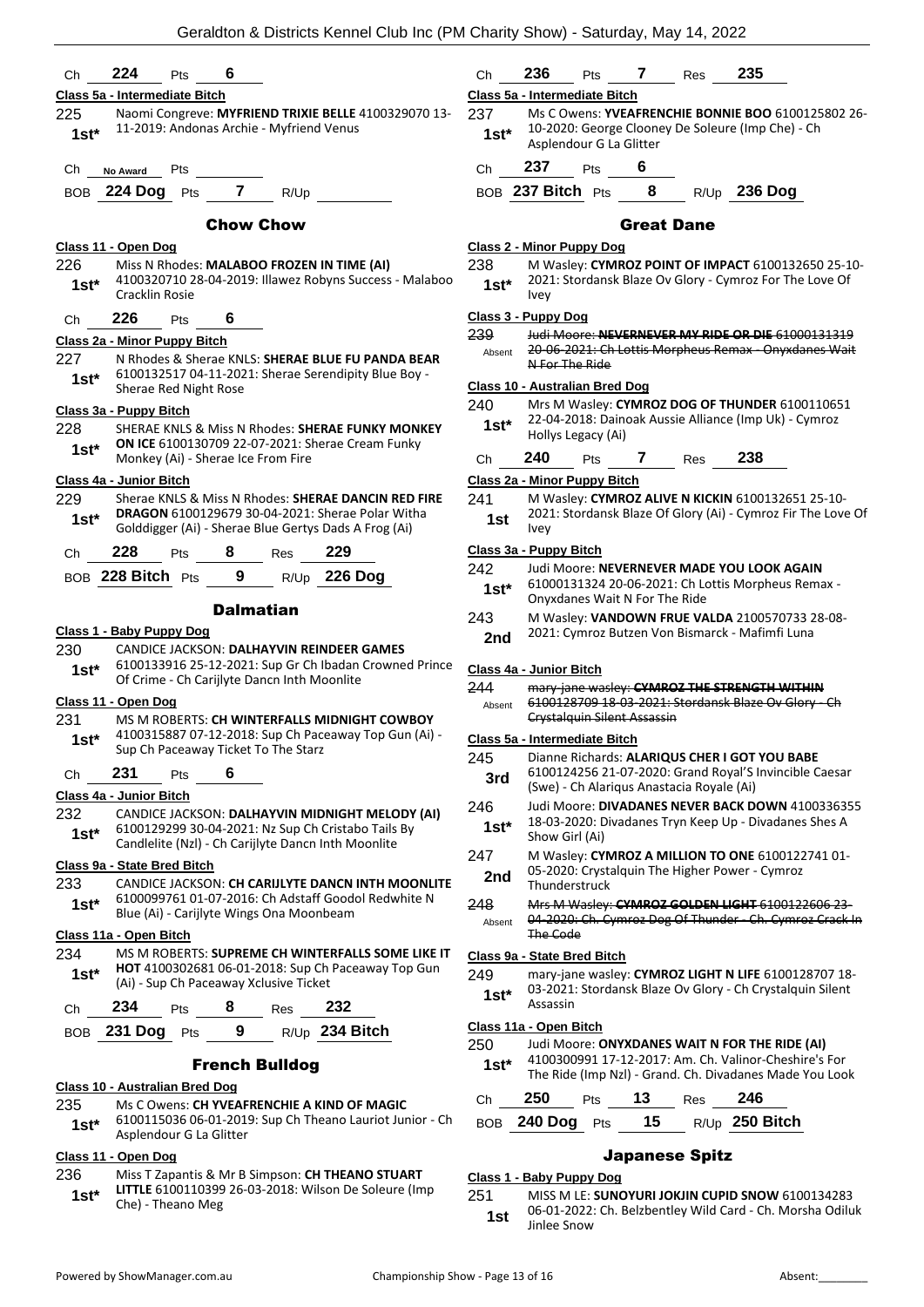Ch **224** Pts **6**

**Class 5a - Intermediate Bitch**

225 **1st*** Naomi Congreve: **MYFRIEND TRIXIE BELLE** 4100329070 13-11-2019: Andonas Archie - Myfriend Venus

Ch **No Award** Pts

BOB **224 Dog** Pts **7** R/Up

## Chow Chow

**Class 11 - Open Dog**

226 **1st*** Miss N Rhodes: **MALABOO FROZEN IN TIME (AI)** 4100320710 28-04-2019: Illawez Robyns Success - Malaboo Cracklin Rosie

Ch **226** Pts **6**

**Class 2a - Minor Puppy Bitch**

227 **1st*** N Rhodes & Sherae KNLS: **SHERAE BLUE FU PANDA BEAR** 6100132517 04-11-2021: Sherae Serendipity Blue Boy - Sherae Red Night Rose

**Class 3a - Puppy Bitch**

228 **1st*** SHERAE KNLS & Miss N Rhodes: **SHERAE FUNKY MONKEY ON ICE** 6100130709 22-07-2021: Sherae Cream Funky Monkey (Ai) - Sherae Ice From Fire

**Class 4a - Junior Bitch**

229 **1st*** Sherae KNLS & Miss N Rhodes: **SHERAE DANCIN RED FIRE DRAGON** 6100129679 30-04-2021: Sherae Polar Witha Golddigger (Ai) - Sherae Blue Gertys Dads A Frog (Ai)

Ch **228** Pts **8** Res **229**

BOB **228 Bitch** Pts **9** R/Up **226 Dog**

## Dalmatian

**Class 1 - Baby Puppy Dog**

230 **1st*** CANDICE JACKSON: **DALHAYVIN REINDEER GAMES** 6100133916 25-12-2021: Sup Gr Ch Ibadan Crowned Prince Of Crime - Ch Carijlyte Dancn Inth Moonlite

**Class 11 - Open Dog**

231 **1st*** MS M ROBERTS: **CH WINTERFALLS MIDNIGHT COWBOY** 4100315887 07-12-2018: Sup Ch Paceaway Top Gun (Ai) - Sup Ch Paceaway Ticket To The Starz

Ch **231** Pts **6**

**Class 4a - Junior Bitch**

232 **1st*** CANDICE JACKSON: **DALHAYVIN MIDNIGHT MELODY (AI)** 6100129299 30-04-2021: Nz Sup Ch Cristabo Tails By Candlelite (Nzl) - Ch Carijlyte Dancn Inth Moonlite

**Class 9a - State Bred Bitch**

233 **1st*** CANDICE JACKSON: **CH CARIJLYTE DANCN INTH MOONLITE** 6100099761 01-07-2016: Ch Adstaff Goodol Redwhite N Blue (Ai) - Carijlyte Wings Ona Moonbeam

**Class 11a - Open Bitch**

234 **1st*** MS M ROBERTS: **SUPREME CH WINTERFALLS SOME LIKE IT HOT** 4100302681 06-01-2018: Sup Ch Paceaway Top Gun (Ai) - Sup Ch Paceaway Xclusive Ticket

Ch **234** Pts **8** Res **232**

BOB **231 Dog** Pts **9** R/Up **234 Bitch**

## French Bulldog

**Class 10 - Australian Bred Dog**

235 **1st*** Ms C Owens: **CH YVEAFRENCHIE A KIND OF MAGIC** 6100115036 06-01-2019: Sup Ch Theano Lauriot Junior - Ch Asplendour G La Glitter

**Class 11 - Open Dog**

236 **1st*** Miss T Zapantis & Mr B Simpson: **CH THEANO STUART LITTLE** 6100110399 26-03-2018: Wilson De Soleure (Imp Che) - Theano Meg

Ch **236** Pts **7** Res **235**

**Class 5a - Intermediate Bitch**

237 **1st*** Ms C Owens: **YVEAFRENCHIE BONNIE BOO** 6100125802 26-10-2020: George Clooney De Soleure (Imp Che) - Ch Asplendour G La Glitter

Ch **237** Pts **6**

BOB **237 Bitch** Pts **8** R/Up **236 Dog**

## Great Dane

**Class 2 - Minor Puppy Dog**

238 **1st*** M Wasley: **CYMROZ POINT OF IMPACT** 6100132650 25-10-2021: Stordansk Blaze Ov Glory - Cymroz For The Love Of Ivey

**Class 3 - Puppy Dog**

~~239~~ Absent ~~Judi Moore: **NEVERNEVER MY RIDE OR DIE** 61000131319 20-06-2021: Ch Lottis Morpheus Remax - Onyxdanes Wait N For The Ride~~

**Class 10 - Australian Bred Dog**

240 **1st*** Mrs M Wasley: **CYMROZ DOG OF THUNDER** 6100110651 22-04-2018: Dainoak Aussie Alliance (Imp Uk) - Cymroz Hollys Legacy (Ai)

Ch **240** Pts **7** Res **238**

**Class 2a - Minor Puppy Bitch**

241 **1st** M Wasley: **CYMROZ ALIVE N KICKIN** 6100132651 25-10-2021: Stordansk Blaze Of Glory (Ai) - Cymroz Fir The Love Of Ivey

**Class 3a - Puppy Bitch**

242 **1st*** Judi Moore: **NEVERNEVER MADE YOU LOOK AGAIN** 61000131324 20-06-2021: Ch Lottis Morpheus Remax - Onyxdanes Wait N For The Ride

243 **2nd** M Wasley: **VANDOWN FRUE VALDA** 2100570733 28-08-2021: Cymroz Butzen Von Bismarck - Mafimfi Luna

**Class 4a - Junior Bitch**

~~244~~ Absent ~~mary-jane wasley: **CYMROZ THE STRENGTH WITHIN** 6100128709 18-03-2021: Stordansk Blaze Ov Glory - Ch Crystalquin Silent Assassin~~

**Class 5a - Intermediate Bitch**

245 **3rd** Dianne Richards: **ALARIQUS CHER I GOT YOU BABE** 6100124256 21-07-2020: Grand Royal'S Invincible Caesar (Swe) - Ch Alariqus Anastacia Royale (Ai)

246 **1st*** Judi Moore: **DIVADANES NEVER BACK DOWN** 4100336355 18-03-2020: Divadanes Tryn Keep Up - Divadanes Shes A Show Girl (Ai)

247 **2nd** M Wasley: **CYMROZ A MILLION TO ONE** 6100122741 01-05-2020: Crystalquin The Higher Power - Cymroz Thunderstruck

~~248~~ Absent ~~Mrs M Wasley: **CYMROZ GOLDEN LIGHT** 6100122606 23-04-2020: Ch. Cymroz Dog Of Thunder - Ch. Cymroz Crack In The Code~~

**Class 9a - State Bred Bitch**

249 **1st*** mary-jane wasley: **CYMROZ LIGHT N LIFE** 6100128707 18-03-2021: Stordansk Blaze Ov Glory - Ch Crystalquin Silent Assassin

**Class 11a - Open Bitch**

250 **1st*** Judi Moore: **ONYXDANES WAIT N FOR THE RIDE (AI)** 4100300991 17-12-2017: Am. Ch. Valinor-Cheshire's For The Ride (Imp Nzl) - Grand. Ch. Divadanes Made You Look

Ch **250** Pts **13** Res **246**

BOB **240 Dog** Pts **15** R/Up **250 Bitch**

## Japanese Spitz

**Class 1 - Baby Puppy Dog**

251 **1st** MISS M LE: **SUNOYURI JOKJIN CUPID SNOW** 6100134283 06-01-2022: Ch. Belzbentley Wild Card - Ch. Morsha Odiluk Jinlee Snow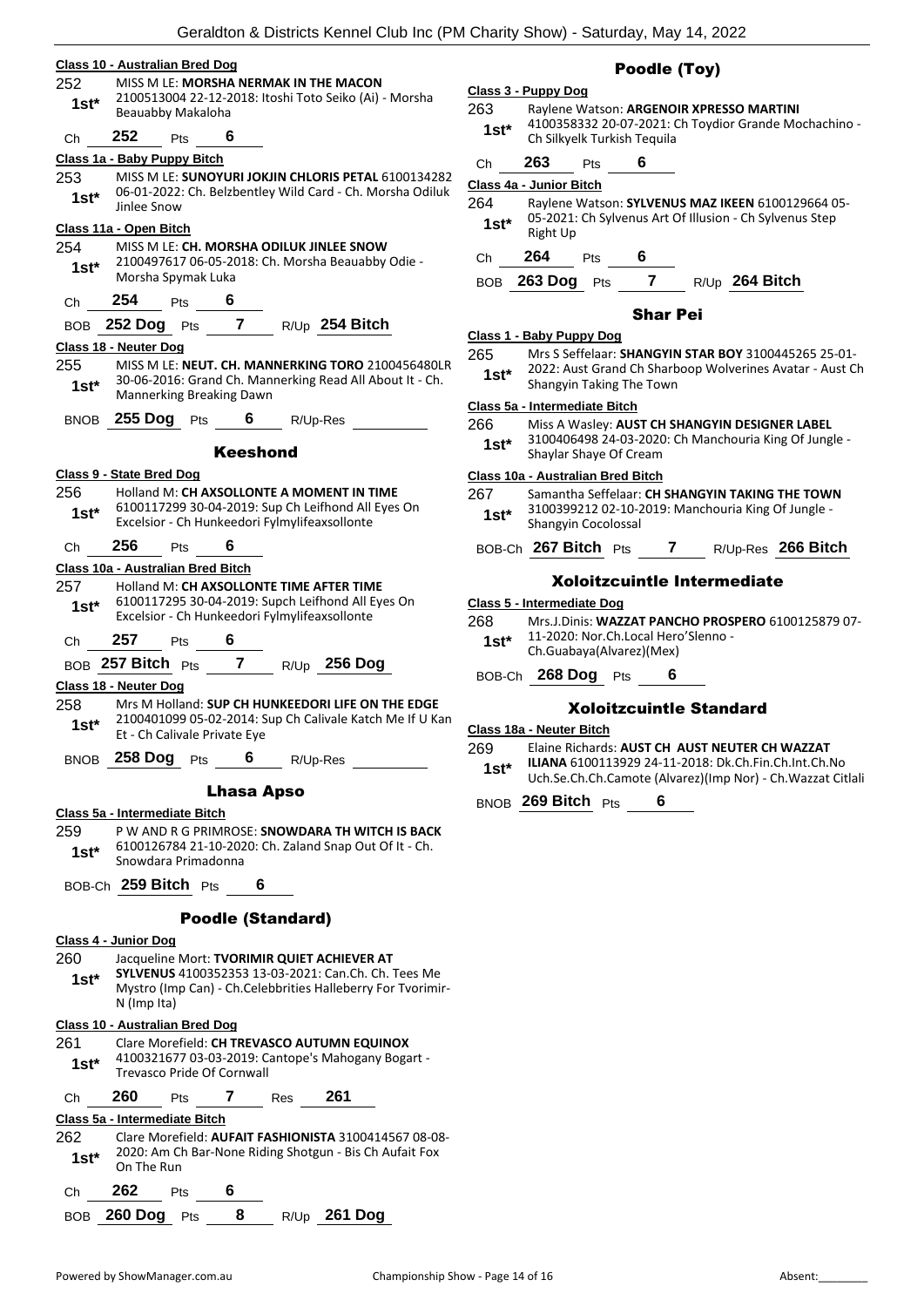**Class 10 - Australian Bred Dog**

252 MISS M LE: **MORSHA NERMAK IN THE MACON**
1st* 2100513004 22-12-2018: Itoshi Toto Seiko (Ai) - Morsha Beauabby Makaloha

Ch 252 Pts 6

**Class 1a - Baby Puppy Bitch**

253 MISS M LE: **SUNOYURI JOKJIN CHLORIS PETAL** 6100134282
1st* 06-01-2022: Ch. Belzbentley Wild Card - Ch. Morsha Odiluk Jinlee Snow

**Class 11a - Open Bitch**

254 MISS M LE: **CH. MORSHA ODILUK JINLEE SNOW**
1st* 2100497617 06-05-2018: Ch. Morsha Beauabby Odie - Morsha Spymak Luka

Ch 254 Pts 6

BOB 252 Dog Pts 7 R/Up 254 Bitch

**Class 18 - Neuter Dog**

255 MISS M LE: **NEUT. CH. MANNERKING TORO** 2100456480LR
1st* 30-06-2016: Grand Ch. Mannerking Read All About It - Ch. Mannerking Breaking Dawn

BNOB 255 Dog Pts 6 R/Up-Res

## Keeshond

**Class 9 - State Bred Dog**

256 Holland M: **CH AXSOLLONTE A MOMENT IN TIME**
1st* 6100117299 30-04-2019: Sup Ch Leifhond All Eyes On Excelsior - Ch Hunkeedori Fylmylifeaxsollonte

Ch 256 Pts 6

**Class 10a - Australian Bred Bitch**

257 Holland M: **CH AXSOLLONTE TIME AFTER TIME**
1st* 6100117295 30-04-2019: Supch Leifhond All Eyes On Excelsior - Ch Hunkeedori Fylmylifeaxsollonte

Ch 257 Pts 6

BOB 257 Bitch Pts 7 R/Up 256 Dog

**Class 18 - Neuter Dog**

258 Mrs M Holland: **SUP CH HUNKEEDORI LIFE ON THE EDGE**
1st* 2100401099 05-02-2014: Sup Ch Calivale Katch Me If U Kan Et - Ch Calivale Private Eye

BNOB 258 Dog Pts 6 R/Up-Res

## Lhasa Apso

**Class 5a - Intermediate Bitch**

259 P W AND R G PRIMROSE: **SNOWDARA TH WITCH IS BACK**
1st* 6100126784 21-10-2020: Ch. Zaland Snap Out Of It - Ch. Snowdara Primadonna

BOB-Ch 259 Bitch Pts 6

## Poodle (Standard)

**Class 4 - Junior Dog**

260 Jacqueline Mort: **TVORIMIR QUIET ACHIEVER AT SYLVENUS** 4100352353 13-03-2021: Can.Ch. Ch. Tees Me Mystro (Imp Can) - Ch.Celebbrities Halleberry For Tvorimir-N (Imp Ita)
1st*

**Class 10 - Australian Bred Dog**

261 Clare Morefield: **CH TREVASCO AUTUMN EQUINOX**
1st* 4100321677 03-03-2019: Cantope's Mahogany Bogart - Trevasco Pride Of Cornwall

Ch 260 Pts 7 Res 261

**Class 5a - Intermediate Bitch**

262 Clare Morefield: **AUFAIT FASHIONISTA** 3100414567 08-08-
1st* 2020: Am Ch Bar-None Riding Shotgun - Bis Ch Aufait Fox On The Run

Ch 262 Pts 6

BOB 260 Dog Pts 8 R/Up 261 Dog

## Poodle (Toy)

**Class 3 - Puppy Dog**

263 Raylene Watson: **ARGENOIR XPRESSO MARTINI**
1st* 4100358332 20-07-2021: Ch Toydior Grande Mochachino - Ch Silkyelk Turkish Tequila

Ch 263 Pts 6

**Class 4a - Junior Bitch**

264 Raylene Watson: **SYLVENUS MAZ IKEEN** 6100129664 05-
1st* 05-2021: Ch Sylvenus Art Of Illusion - Ch Sylvenus Step Right Up

Ch 264 Pts 6

BOB 263 Dog Pts 7 R/Up 264 Bitch

## Shar Pei

**Class 1 - Baby Puppy Dog**

265 Mrs S Seffelaar: **SHANGYIN STAR BOY** 3100445265 25-01-
1st* 2022: Aust Grand Ch Sharboop Wolverines Avatar - Aust Ch Shangyin Taking The Town

**Class 5a - Intermediate Bitch**

266 Miss A Wasley: **AUST CH SHANGYIN DESIGNER LABEL**
1st* 3100406498 24-03-2020: Ch Manchouria King Of Jungle - Shaylar Shaye Of Cream

**Class 10a - Australian Bred Bitch**

267 Samantha Seffelaar: **CH SHANGYIN TAKING THE TOWN**
1st* 3100399212 02-10-2019: Manchouria King Of Jungle - Shangyin Cocolossal

BOB-Ch 267 Bitch Pts 7 R/Up-Res 266 Bitch

## Xoloitzcuintle Intermediate

**Class 5 - Intermediate Dog**

268 Mrs.J.Dinis: **WAZZAT PANCHO PROSPERO** 6100125879 07-
1st* 11-2020: Nor.Ch.Local Hero'Slenno - Ch.Guabaya(Alvarez)(Mex)

BOB-Ch 268 Dog Pts 6

## Xoloitzcuintle Standard

**Class 18a - Neuter Bitch**

269 Elaine Richards: **AUST CH AUST NEUTER CH WAZZAT ILIANA** 6100113929 24-11-2018: Dk.Ch.Fin.Ch.Int.Ch.No Uch.Se.Ch.Ch.Camote (Alvarez)(Imp Nor) - Ch.Wazzat Citlali
1st*

BNOB 269 Bitch Pts 6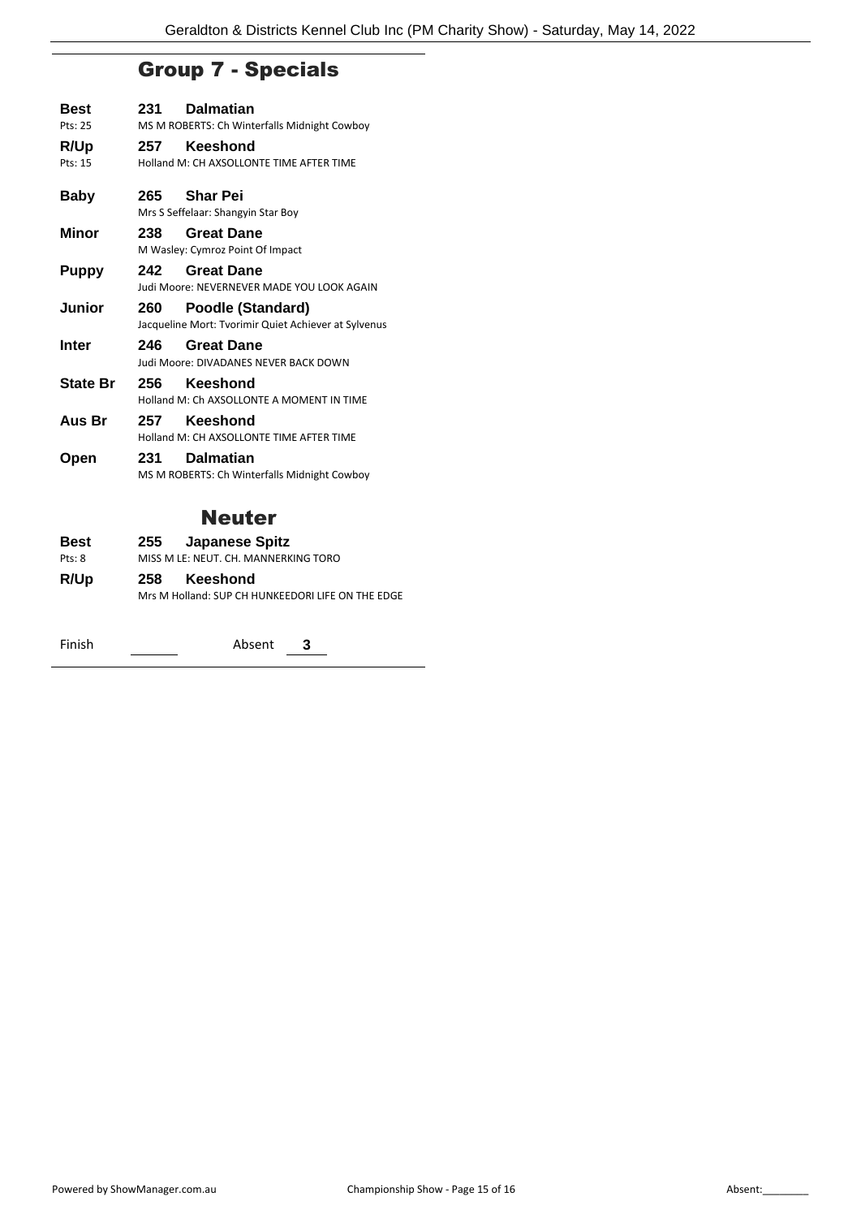## Group 7 - Specials

**Best** **231 Dalmatian**
Pts: 25 MS M ROBERTS: Ch Winterfalls Midnight Cowboy

**R/Up** **257 Keeshond**
Pts: 15 Holland M: CH AXSOLLONTE TIME AFTER TIME

**Baby** **265 Shar Pei**
Mrs S Seffelaar: Shangyin Star Boy

**Minor** **238 Great Dane**
M Wasley: Cymroz Point Of Impact

**Puppy** **242 Great Dane**
Judi Moore: NEVERNEVER MADE YOU LOOK AGAIN

**Junior** **260 Poodle (Standard)**
Jacqueline Mort: Tvorimir Quiet Achiever at Sylvenus

**Inter** **246 Great Dane**
Judi Moore: DIVADANES NEVER BACK DOWN

**State Br** **256 Keeshond**
Holland M: Ch AXSOLLONTE A MOMENT IN TIME

**Aus Br** **257 Keeshond**
Holland M: CH AXSOLLONTE TIME AFTER TIME

**Open** **231 Dalmatian**
MS M ROBERTS: Ch Winterfalls Midnight Cowboy

## Neuter

**Best** **255 Japanese Spitz**
Pts: 8 MISS M LE: NEUT. CH. MANNERKING TORO

**R/Up** **258 Keeshond**
Mrs M Holland: SUP CH HUNKEEDORI LIFE ON THE EDGE

Finish ______ Absent **3**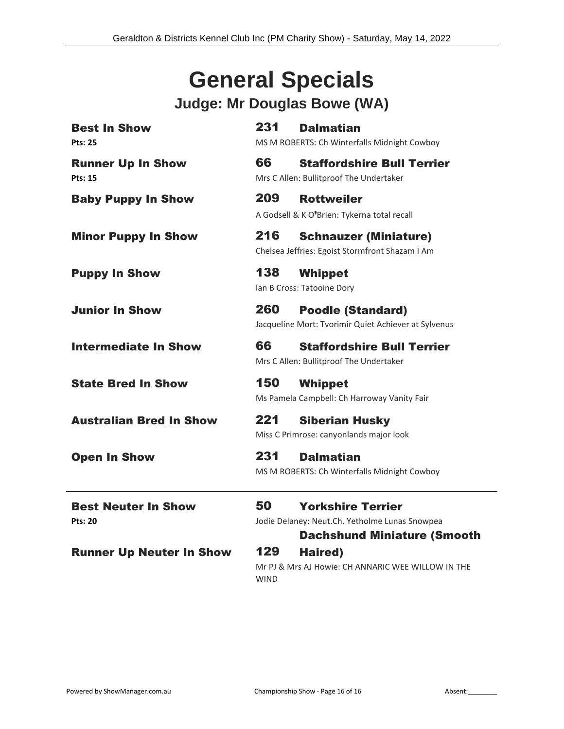# General Specials

## Judge: Mr Douglas Bowe (WA)

| | | | |
|---|---|---|---|
| **Best In Show**<br>Pts: 25 | 231 | **Dalmatian** | MS M ROBERTS: Ch Winterfalls Midnight Cowboy |
| **Runner Up In Show**<br>Pts: 15 | 66 | **Staffordshire Bull Terrier** | Mrs C Allen: Bullitproof The Undertaker |
| **Baby Puppy In Show** | 209 | **Rottweiler** | A Godsell & K O'Brien: Tykerna total recall |
| **Minor Puppy In Show** | 216 | **Schnauzer (Miniature)** | Chelsea Jeffries: Egoist Stormfront Shazam I Am |
| **Puppy In Show** | 138 | **Whippet** | Ian B Cross: Tatooine Dory |
| **Junior In Show** | 260 | **Poodle (Standard)** | Jacqueline Mort: Tvorimir Quiet Achiever at Sylvenus |
| **Intermediate In Show** | 66 | **Staffordshire Bull Terrier** | Mrs C Allen: Bullitproof The Undertaker |
| **State Bred In Show** | 150 | **Whippet** | Ms Pamela Campbell: Ch Harroway Vanity Fair |
| **Australian Bred In Show** | 221 | **Siberian Husky** | Miss C Primrose: canyonlands major look |
| **Open In Show** | 231 | **Dalmatian** | MS M ROBERTS: Ch Winterfalls Midnight Cowboy |

---

| | | | |
|---|---|---|---|
| **Best Neuter In Show**<br>Pts: 20 | 50 | **Yorkshire Terrier** | Jodie Delaney: Neut.Ch. Yetholme Lunas Snowpea |
| **Runner Up Neuter In Show** | 129 | **Dachshund Miniature (Smooth Haired)** | Mr PJ & Mrs AJ Howie: CH ANNARIC WEE WILLOW IN THE WIND |

Absent:________